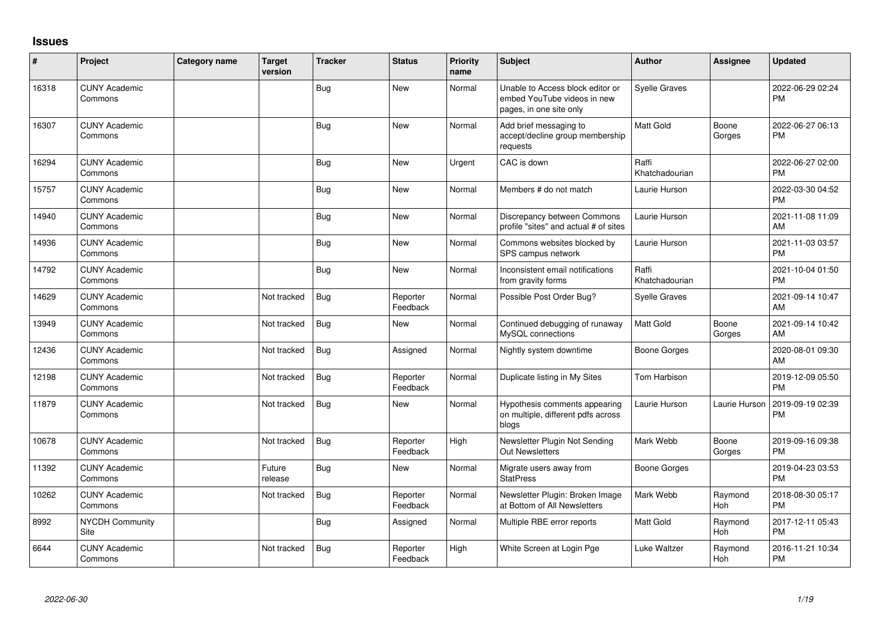## Issues

| # | Project | Category name | Target version | Tracker | Status | Priority name | Subject | Author | Assignee | Updated |
|---|---|---|---|---|---|---|---|---|---|---|
| 16318 | CUNY Academic Commons | | | Bug | New | Normal | Unable to Access block editor or embed YouTube videos in new pages, in one site only | Syelle Graves | | 2022-06-29 02:24 PM |
| 16307 | CUNY Academic Commons | | | Bug | New | Normal | Add brief messaging to accept/decline group membership requests | Matt Gold | Boone Gorges | 2022-06-27 06:13 PM |
| 16294 | CUNY Academic Commons | | | Bug | New | Urgent | CAC is down | Raffi Khatchadourian | | 2022-06-27 02:00 PM |
| 15757 | CUNY Academic Commons | | | Bug | New | Normal | Members # do not match | Laurie Hurson | | 2022-03-30 04:52 PM |
| 14940 | CUNY Academic Commons | | | Bug | New | Normal | Discrepancy between Commons profile "sites" and actual # of sites | Laurie Hurson | | 2021-11-08 11:09 AM |
| 14936 | CUNY Academic Commons | | | Bug | New | Normal | Commons websites blocked by SPS campus network | Laurie Hurson | | 2021-11-03 03:57 PM |
| 14792 | CUNY Academic Commons | | | Bug | New | Normal | Inconsistent email notifications from gravity forms | Raffi Khatchadourian | | 2021-10-04 01:50 PM |
| 14629 | CUNY Academic Commons | | Not tracked | Bug | Reporter Feedback | Normal | Possible Post Order Bug? | Syelle Graves | | 2021-09-14 10:47 AM |
| 13949 | CUNY Academic Commons | | Not tracked | Bug | New | Normal | Continued debugging of runaway MySQL connections | Matt Gold | Boone Gorges | 2021-09-14 10:42 AM |
| 12436 | CUNY Academic Commons | | Not tracked | Bug | Assigned | Normal | Nightly system downtime | Boone Gorges | | 2020-08-01 09:30 AM |
| 12198 | CUNY Academic Commons | | Not tracked | Bug | Reporter Feedback | Normal | Duplicate listing in My Sites | Tom Harbison | | 2019-12-09 05:50 PM |
| 11879 | CUNY Academic Commons | | Not tracked | Bug | New | Normal | Hypothesis comments appearing on multiple, different pdfs across blogs | Laurie Hurson | Laurie Hurson | 2019-09-19 02:39 PM |
| 10678 | CUNY Academic Commons | | Not tracked | Bug | Reporter Feedback | High | Newsletter Plugin Not Sending Out Newsletters | Mark Webb | Boone Gorges | 2019-09-16 09:38 PM |
| 11392 | CUNY Academic Commons | | Future release | Bug | New | Normal | Migrate users away from StatPress | Boone Gorges | | 2019-04-23 03:53 PM |
| 10262 | CUNY Academic Commons | | Not tracked | Bug | Reporter Feedback | Normal | Newsletter Plugin: Broken Image at Bottom of All Newsletters | Mark Webb | Raymond Hoh | 2018-08-30 05:17 PM |
| 8992 | NYCDH Community Site | | | Bug | Assigned | Normal | Multiple RBE error reports | Matt Gold | Raymond Hoh | 2017-12-11 05:43 PM |
| 6644 | CUNY Academic Commons | | Not tracked | Bug | Reporter Feedback | High | White Screen at Login Pge | Luke Waltzer | Raymond Hoh | 2016-11-21 10:34 PM |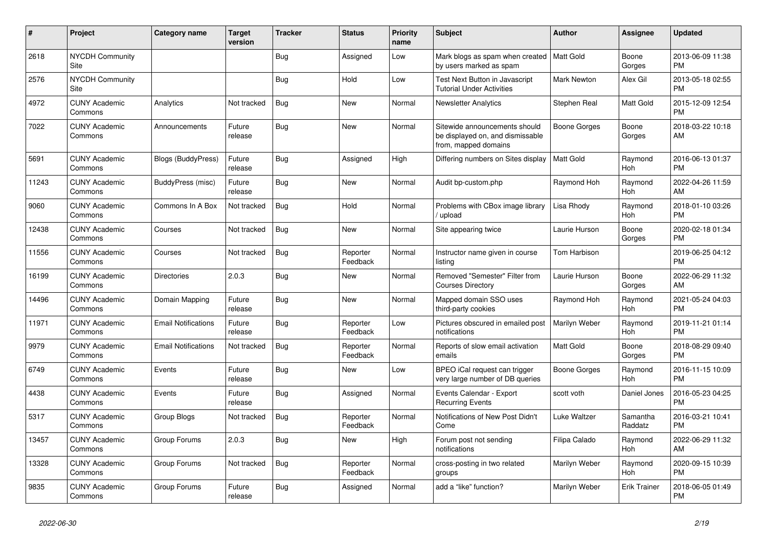| # | Project | Category name | Target version | Tracker | Status | Priority name | Subject | Author | Assignee | Updated |
|---|---|---|---|---|---|---|---|---|---|---|
| 2618 | NYCDH Community Site | | | Bug | Assigned | Low | Mark blogs as spam when created by users marked as spam | Matt Gold | Boone Gorges | 2013-06-09 11:38 PM |
| 2576 | NYCDH Community Site | | | Bug | Hold | Low | Test Next Button in Javascript Tutorial Under Activities | Mark Newton | Alex Gil | 2013-05-18 02:55 PM |
| 4972 | CUNY Academic Commons | Analytics | Not tracked | Bug | New | Normal | Newsletter Analytics | Stephen Real | Matt Gold | 2015-12-09 12:54 PM |
| 7022 | CUNY Academic Commons | Announcements | Future release | Bug | New | Normal | Sitewide announcements should be displayed on, and dismissable from, mapped domains | Boone Gorges | Boone Gorges | 2018-03-22 10:18 AM |
| 5691 | CUNY Academic Commons | Blogs (BuddyPress) | Future release | Bug | Assigned | High | Differing numbers on Sites display | Matt Gold | Raymond Hoh | 2016-06-13 01:37 PM |
| 11243 | CUNY Academic Commons | BuddyPress (misc) | Future release | Bug | New | Normal | Audit bp-custom.php | Raymond Hoh | Raymond Hoh | 2022-04-26 11:59 AM |
| 9060 | CUNY Academic Commons | Commons In A Box | Not tracked | Bug | Hold | Normal | Problems with CBox image library / upload | Lisa Rhody | Raymond Hoh | 2018-01-10 03:26 PM |
| 12438 | CUNY Academic Commons | Courses | Not tracked | Bug | New | Normal | Site appearing twice | Laurie Hurson | Boone Gorges | 2020-02-18 01:34 PM |
| 11556 | CUNY Academic Commons | Courses | Not tracked | Bug | Reporter Feedback | Normal | Instructor name given in course listing | Tom Harbison | | 2019-06-25 04:12 PM |
| 16199 | CUNY Academic Commons | Directories | 2.0.3 | Bug | New | Normal | Removed "Semester" Filter from Courses Directory | Laurie Hurson | Boone Gorges | 2022-06-29 11:32 AM |
| 14496 | CUNY Academic Commons | Domain Mapping | Future release | Bug | New | Normal | Mapped domain SSO uses third-party cookies | Raymond Hoh | Raymond Hoh | 2021-05-24 04:03 PM |
| 11971 | CUNY Academic Commons | Email Notifications | Future release | Bug | Reporter Feedback | Low | Pictures obscured in emailed post notifications | Marilyn Weber | Raymond Hoh | 2019-11-21 01:14 PM |
| 9979 | CUNY Academic Commons | Email Notifications | Not tracked | Bug | Reporter Feedback | Normal | Reports of slow email activation emails | Matt Gold | Boone Gorges | 2018-08-29 09:40 PM |
| 6749 | CUNY Academic Commons | Events | Future release | Bug | New | Low | BPEO iCal request can trigger very large number of DB queries | Boone Gorges | Raymond Hoh | 2016-11-15 10:09 PM |
| 4438 | CUNY Academic Commons | Events | Future release | Bug | Assigned | Normal | Events Calendar - Export Recurring Events | scott voth | Daniel Jones | 2016-05-23 04:25 PM |
| 5317 | CUNY Academic Commons | Group Blogs | Not tracked | Bug | Reporter Feedback | Normal | Notifications of New Post Didn't Come | Luke Waltzer | Samantha Raddatz | 2016-03-21 10:41 PM |
| 13457 | CUNY Academic Commons | Group Forums | 2.0.3 | Bug | New | High | Forum post not sending notifications | Filipa Calado | Raymond Hoh | 2022-06-29 11:32 AM |
| 13328 | CUNY Academic Commons | Group Forums | Not tracked | Bug | Reporter Feedback | Normal | cross-posting in two related groups | Marilyn Weber | Raymond Hoh | 2020-09-15 10:39 PM |
| 9835 | CUNY Academic Commons | Group Forums | Future release | Bug | Assigned | Normal | add a “like” function? | Marilyn Weber | Erik Trainer | 2018-06-05 01:49 PM |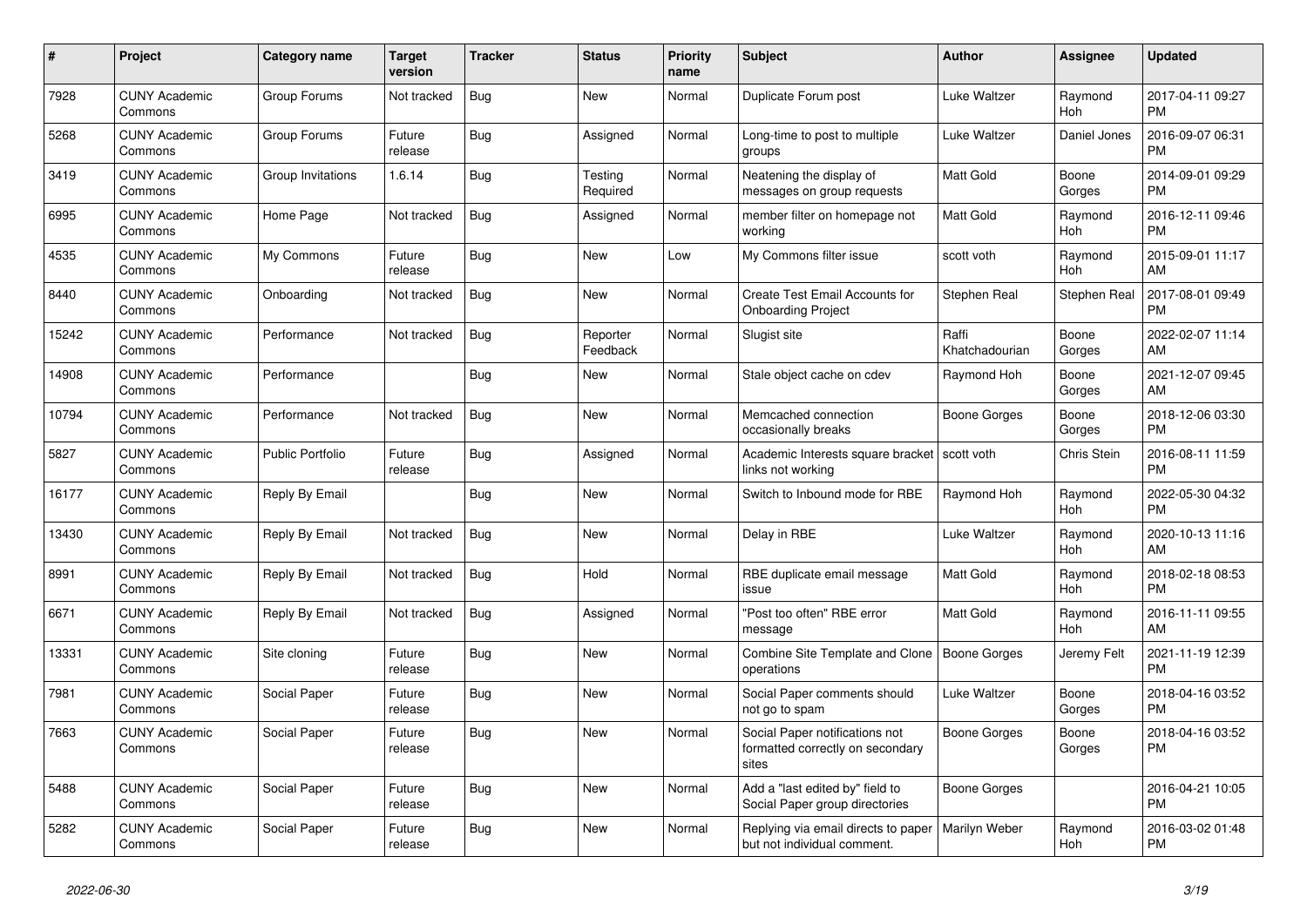| # | Project | Category name | Target version | Tracker | Status | Priority name | Subject | Author | Assignee | Updated |
|---|---|---|---|---|---|---|---|---|---|---|
| 7928 | CUNY Academic Commons | Group Forums | Not tracked | Bug | New | Normal | Duplicate Forum post | Luke Waltzer | Raymond Hoh | 2017-04-11 09:27 PM |
| 5268 | CUNY Academic Commons | Group Forums | Future release | Bug | Assigned | Normal | Long-time to post to multiple groups | Luke Waltzer | Daniel Jones | 2016-09-07 06:31 PM |
| 3419 | CUNY Academic Commons | Group Invitations | 1.6.14 | Bug | Testing Required | Normal | Neatening the display of messages on group requests | Matt Gold | Boone Gorges | 2014-09-01 09:29 PM |
| 6995 | CUNY Academic Commons | Home Page | Not tracked | Bug | Assigned | Normal | member filter on homepage not working | Matt Gold | Raymond Hoh | 2016-12-11 09:46 PM |
| 4535 | CUNY Academic Commons | My Commons | Future release | Bug | New | Low | My Commons filter issue | scott voth | Raymond Hoh | 2015-09-01 11:17 AM |
| 8440 | CUNY Academic Commons | Onboarding | Not tracked | Bug | New | Normal | Create Test Email Accounts for Onboarding Project | Stephen Real | Stephen Real | 2017-08-01 09:49 PM |
| 15242 | CUNY Academic Commons | Performance | Not tracked | Bug | Reporter Feedback | Normal | Slugist site | Raffi Khatchadourian | Boone Gorges | 2022-02-07 11:14 AM |
| 14908 | CUNY Academic Commons | Performance | | Bug | New | Normal | Stale object cache on cdev | Raymond Hoh | Boone Gorges | 2021-12-07 09:45 AM |
| 10794 | CUNY Academic Commons | Performance | Not tracked | Bug | New | Normal | Memcached connection occasionally breaks | Boone Gorges | Boone Gorges | 2018-12-06 03:30 PM |
| 5827 | CUNY Academic Commons | Public Portfolio | Future release | Bug | Assigned | Normal | Academic Interests square bracket links not working | scott voth | Chris Stein | 2016-08-11 11:59 PM |
| 16177 | CUNY Academic Commons | Reply By Email | | Bug | New | Normal | Switch to Inbound mode for RBE | Raymond Hoh | Raymond Hoh | 2022-05-30 04:32 PM |
| 13430 | CUNY Academic Commons | Reply By Email | Not tracked | Bug | New | Normal | Delay in RBE | Luke Waltzer | Raymond Hoh | 2020-10-13 11:16 AM |
| 8991 | CUNY Academic Commons | Reply By Email | Not tracked | Bug | Hold | Normal | RBE duplicate email message issue | Matt Gold | Raymond Hoh | 2018-02-18 08:53 PM |
| 6671 | CUNY Academic Commons | Reply By Email | Not tracked | Bug | Assigned | Normal | "Post too often" RBE error message | Matt Gold | Raymond Hoh | 2016-11-11 09:55 AM |
| 13331 | CUNY Academic Commons | Site cloning | Future release | Bug | New | Normal | Combine Site Template and Clone operations | Boone Gorges | Jeremy Felt | 2021-11-19 12:39 PM |
| 7981 | CUNY Academic Commons | Social Paper | Future release | Bug | New | Normal | Social Paper comments should not go to spam | Luke Waltzer | Boone Gorges | 2018-04-16 03:52 PM |
| 7663 | CUNY Academic Commons | Social Paper | Future release | Bug | New | Normal | Social Paper notifications not formatted correctly on secondary sites | Boone Gorges | Boone Gorges | 2018-04-16 03:52 PM |
| 5488 | CUNY Academic Commons | Social Paper | Future release | Bug | New | Normal | Add a "last edited by" field to Social Paper group directories | Boone Gorges | | 2016-04-21 10:05 PM |
| 5282 | CUNY Academic Commons | Social Paper | Future release | Bug | New | Normal | Replying via email directs to paper but not individual comment. | Marilyn Weber | Raymond Hoh | 2016-03-02 01:48 PM |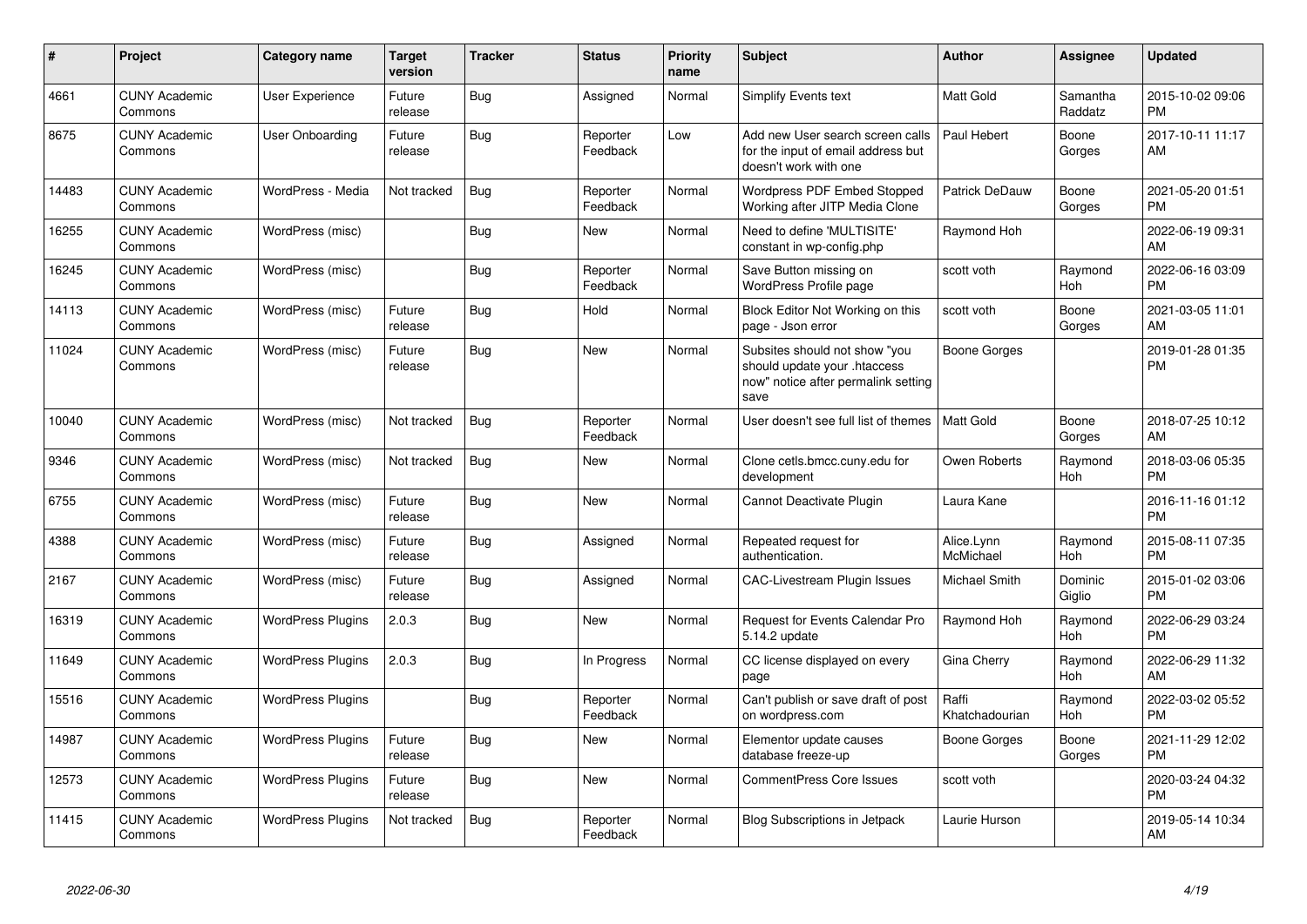| # | Project | Category name | Target version | Tracker | Status | Priority name | Subject | Author | Assignee | Updated |
|---|---|---|---|---|---|---|---|---|---|---|
| 4661 | CUNY Academic Commons | User Experience | Future release | Bug | Assigned | Normal | Simplify Events text | Matt Gold | Samantha Raddatz | 2015-10-02 09:06 PM |
| 8675 | CUNY Academic Commons | User Onboarding | Future release | Bug | Reporter Feedback | Low | Add new User search screen calls for the input of email address but doesn't work with one | Paul Hebert | Boone Gorges | 2017-10-11 11:17 AM |
| 14483 | CUNY Academic Commons | WordPress - Media | Not tracked | Bug | Reporter Feedback | Normal | Wordpress PDF Embed Stopped Working after JITP Media Clone | Patrick DeDauw | Boone Gorges | 2021-05-20 01:51 PM |
| 16255 | CUNY Academic Commons | WordPress (misc) | | Bug | New | Normal | Need to define 'MULTISITE' constant in wp-config.php | Raymond Hoh | | 2022-06-19 09:31 AM |
| 16245 | CUNY Academic Commons | WordPress (misc) | | Bug | Reporter Feedback | Normal | Save Button missing on WordPress Profile page | scott voth | Raymond Hoh | 2022-06-16 03:09 PM |
| 14113 | CUNY Academic Commons | WordPress (misc) | Future release | Bug | Hold | Normal | Block Editor Not Working on this page - Json error | scott voth | Boone Gorges | 2021-03-05 11:01 AM |
| 11024 | CUNY Academic Commons | WordPress (misc) | Future release | Bug | New | Normal | Subsites should not show "you should update your .htaccess now" notice after permalink setting save | Boone Gorges | | 2019-01-28 01:35 PM |
| 10040 | CUNY Academic Commons | WordPress (misc) | Not tracked | Bug | Reporter Feedback | Normal | User doesn't see full list of themes | Matt Gold | Boone Gorges | 2018-07-25 10:12 AM |
| 9346 | CUNY Academic Commons | WordPress (misc) | Not tracked | Bug | New | Normal | Clone cetls.bmcc.cuny.edu for development | Owen Roberts | Raymond Hoh | 2018-03-06 05:35 PM |
| 6755 | CUNY Academic Commons | WordPress (misc) | Future release | Bug | New | Normal | Cannot Deactivate Plugin | Laura Kane | | 2016-11-16 01:12 PM |
| 4388 | CUNY Academic Commons | WordPress (misc) | Future release | Bug | Assigned | Normal | Repeated request for authentication. | Alice.Lynn McMichael | Raymond Hoh | 2015-08-11 07:35 PM |
| 2167 | CUNY Academic Commons | WordPress (misc) | Future release | Bug | Assigned | Normal | CAC-Livestream Plugin Issues | Michael Smith | Dominic Giglio | 2015-01-02 03:06 PM |
| 16319 | CUNY Academic Commons | WordPress Plugins | 2.0.3 | Bug | New | Normal | Request for Events Calendar Pro 5.14.2 update | Raymond Hoh | Raymond Hoh | 2022-06-29 03:24 PM |
| 11649 | CUNY Academic Commons | WordPress Plugins | 2.0.3 | Bug | In Progress | Normal | CC license displayed on every page | Gina Cherry | Raymond Hoh | 2022-06-29 11:32 AM |
| 15516 | CUNY Academic Commons | WordPress Plugins | | Bug | Reporter Feedback | Normal | Can't publish or save draft of post on wordpress.com | Raffi Khatchadourian | Raymond Hoh | 2022-03-02 05:52 PM |
| 14987 | CUNY Academic Commons | WordPress Plugins | Future release | Bug | New | Normal | Elementor update causes database freeze-up | Boone Gorges | Boone Gorges | 2021-11-29 12:02 PM |
| 12573 | CUNY Academic Commons | WordPress Plugins | Future release | Bug | New | Normal | CommentPress Core Issues | scott voth | | 2020-03-24 04:32 PM |
| 11415 | CUNY Academic Commons | WordPress Plugins | Not tracked | Bug | Reporter Feedback | Normal | Blog Subscriptions in Jetpack | Laurie Hurson | | 2019-05-14 10:34 AM |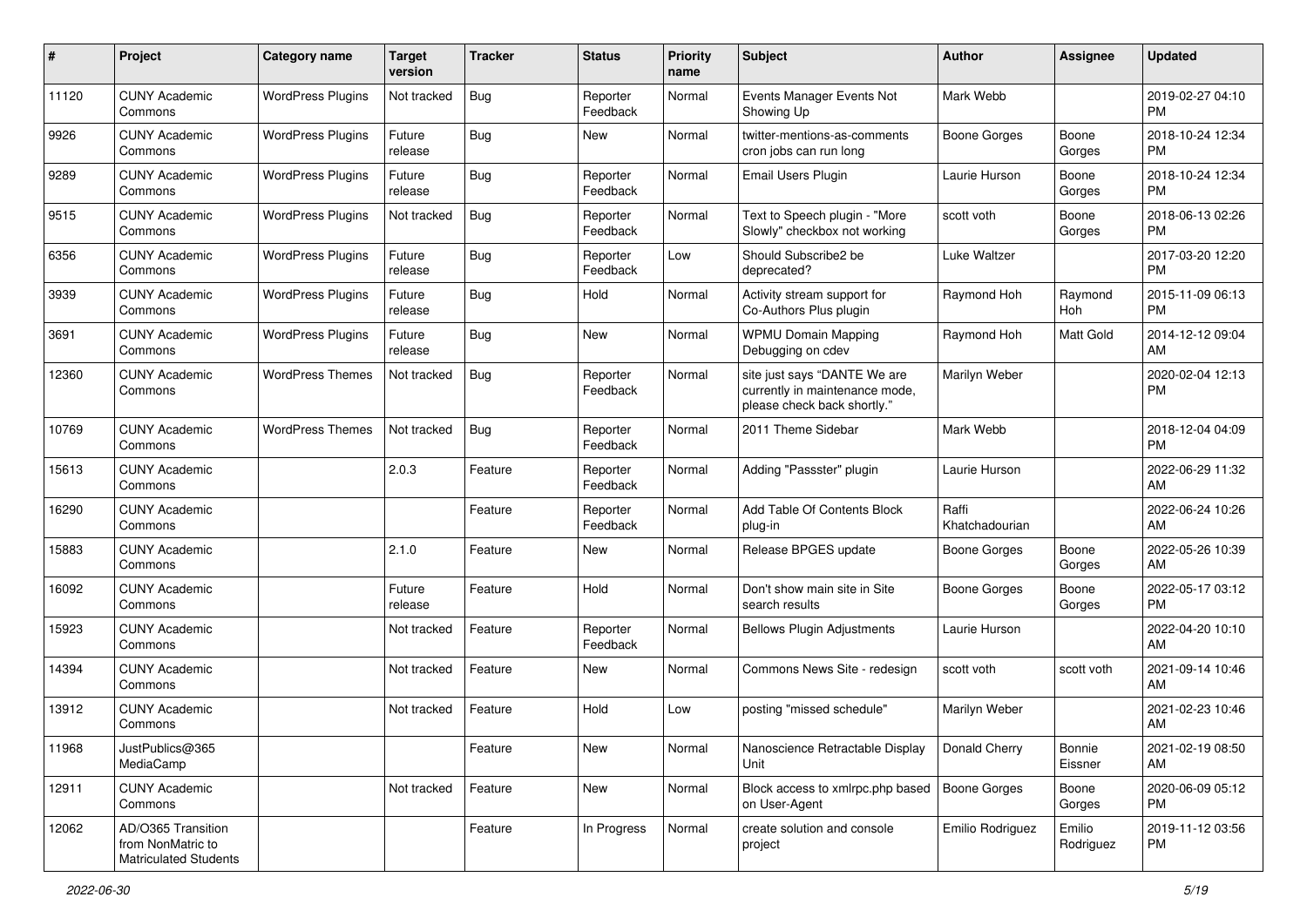| # | Project | Category name | Target version | Tracker | Status | Priority name | Subject | Author | Assignee | Updated |
|---|---|---|---|---|---|---|---|---|---|---|
| 11120 | CUNY Academic Commons | WordPress Plugins | Not tracked | Bug | Reporter Feedback | Normal | Events Manager Events Not Showing Up | Mark Webb | | 2019-02-27 04:10 PM |
| 9926 | CUNY Academic Commons | WordPress Plugins | Future release | Bug | New | Normal | twitter-mentions-as-comments cron jobs can run long | Boone Gorges | Boone Gorges | 2018-10-24 12:34 PM |
| 9289 | CUNY Academic Commons | WordPress Plugins | Future release | Bug | Reporter Feedback | Normal | Email Users Plugin | Laurie Hurson | Boone Gorges | 2018-10-24 12:34 PM |
| 9515 | CUNY Academic Commons | WordPress Plugins | Not tracked | Bug | Reporter Feedback | Normal | Text to Speech plugin - "More Slowly" checkbox not working | scott voth | Boone Gorges | 2018-06-13 02:26 PM |
| 6356 | CUNY Academic Commons | WordPress Plugins | Future release | Bug | Reporter Feedback | Low | Should Subscribe2 be deprecated? | Luke Waltzer | | 2017-03-20 12:20 PM |
| 3939 | CUNY Academic Commons | WordPress Plugins | Future release | Bug | Hold | Normal | Activity stream support for Co-Authors Plus plugin | Raymond Hoh | Raymond Hoh | 2015-11-09 06:13 PM |
| 3691 | CUNY Academic Commons | WordPress Plugins | Future release | Bug | New | Normal | WPMU Domain Mapping Debugging on cdev | Raymond Hoh | Matt Gold | 2014-12-12 09:04 AM |
| 12360 | CUNY Academic Commons | WordPress Themes | Not tracked | Bug | Reporter Feedback | Normal | site just says "DANTE We are currently in maintenance mode, please check back shortly." | Marilyn Weber | | 2020-02-04 12:13 PM |
| 10769 | CUNY Academic Commons | WordPress Themes | Not tracked | Bug | Reporter Feedback | Normal | 2011 Theme Sidebar | Mark Webb | | 2018-12-04 04:09 PM |
| 15613 | CUNY Academic Commons | | 2.0.3 | Feature | Reporter Feedback | Normal | Adding "Passster" plugin | Laurie Hurson | | 2022-06-29 11:32 AM |
| 16290 | CUNY Academic Commons | | | Feature | Reporter Feedback | Normal | Add Table Of Contents Block plug-in | Raffi Khatchadourian | | 2022-06-24 10:26 AM |
| 15883 | CUNY Academic Commons | | 2.1.0 | Feature | New | Normal | Release BPGES update | Boone Gorges | Boone Gorges | 2022-05-26 10:39 AM |
| 16092 | CUNY Academic Commons | | Future release | Feature | Hold | Normal | Don't show main site in Site search results | Boone Gorges | Boone Gorges | 2022-05-17 03:12 PM |
| 15923 | CUNY Academic Commons | | Not tracked | Feature | Reporter Feedback | Normal | Bellows Plugin Adjustments | Laurie Hurson | | 2022-04-20 10:10 AM |
| 14394 | CUNY Academic Commons | | Not tracked | Feature | New | Normal | Commons News Site - redesign | scott voth | scott voth | 2021-09-14 10:46 AM |
| 13912 | CUNY Academic Commons | | Not tracked | Feature | Hold | Low | posting "missed schedule" | Marilyn Weber | | 2021-02-23 10:46 AM |
| 11968 | JustPublics@365 MediaCamp | | | Feature | New | Normal | Nanoscience Retractable Display Unit | Donald Cherry | Bonnie Eissner | 2021-02-19 08:50 AM |
| 12911 | CUNY Academic Commons | | Not tracked | Feature | New | Normal | Block access to xmlrpc.php based on User-Agent | Boone Gorges | Boone Gorges | 2020-06-09 05:12 PM |
| 12062 | AD/O365 Transition from NonMatric to Matriculated Students | | | Feature | In Progress | Normal | create solution and console project | Emilio Rodriguez | Emilio Rodriguez | 2019-11-12 03:56 PM |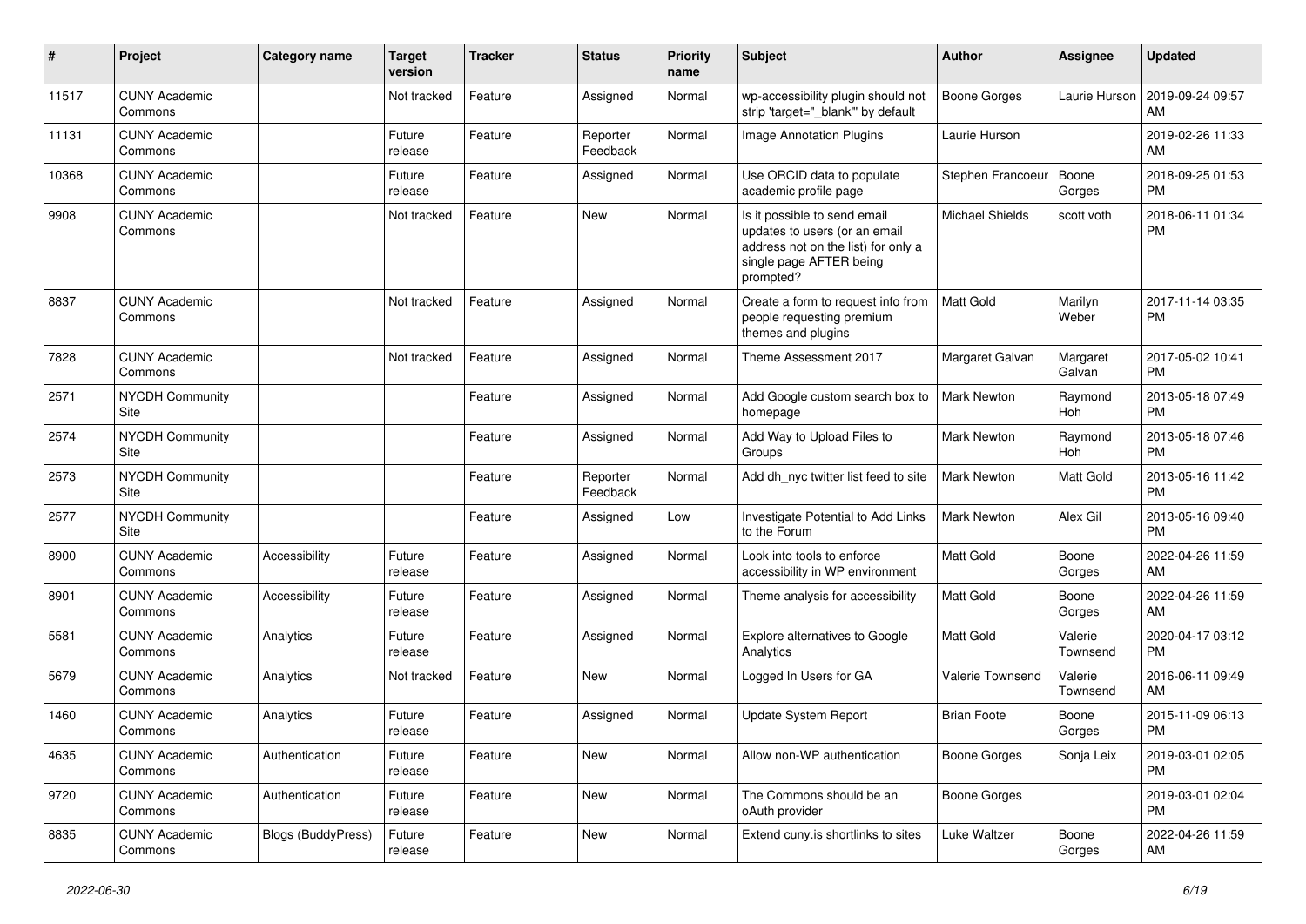| # | Project | Category name | Target version | Tracker | Status | Priority name | Subject | Author | Assignee | Updated |
|---|---|---|---|---|---|---|---|---|---|---|
| 11517 | CUNY Academic Commons | | Not tracked | Feature | Assigned | Normal | wp-accessibility plugin should not strip 'target="_blank"' by default | Boone Gorges | Laurie Hurson | 2019-09-24 09:57 AM |
| 11131 | CUNY Academic Commons | | Future release | Feature | Reporter Feedback | Normal | Image Annotation Plugins | Laurie Hurson | | 2019-02-26 11:33 AM |
| 10368 | CUNY Academic Commons | | Future release | Feature | Assigned | Normal | Use ORCID data to populate academic profile page | Stephen Francoeur | Boone Gorges | 2018-09-25 01:53 PM |
| 9908 | CUNY Academic Commons | | Not tracked | Feature | New | Normal | Is it possible to send email updates to users (or an email address not on the list) for only a single page AFTER being prompted? | Michael Shields | scott voth | 2018-06-11 01:34 PM |
| 8837 | CUNY Academic Commons | | Not tracked | Feature | Assigned | Normal | Create a form to request info from people requesting premium themes and plugins | Matt Gold | Marilyn Weber | 2017-11-14 03:35 PM |
| 7828 | CUNY Academic Commons | | Not tracked | Feature | Assigned | Normal | Theme Assessment 2017 | Margaret Galvan | Margaret Galvan | 2017-05-02 10:41 PM |
| 2571 | NYCDH Community Site | | | Feature | Assigned | Normal | Add Google custom search box to homepage | Mark Newton | Raymond Hoh | 2013-05-18 07:49 PM |
| 2574 | NYCDH Community Site | | | Feature | Assigned | Normal | Add Way to Upload Files to Groups | Mark Newton | Raymond Hoh | 2013-05-18 07:46 PM |
| 2573 | NYCDH Community Site | | | Feature | Reporter Feedback | Normal | Add dh_nyc twitter list feed to site | Mark Newton | Matt Gold | 2013-05-16 11:42 PM |
| 2577 | NYCDH Community Site | | | Feature | Assigned | Low | Investigate Potential to Add Links to the Forum | Mark Newton | Alex Gil | 2013-05-16 09:40 PM |
| 8900 | CUNY Academic Commons | Accessibility | Future release | Feature | Assigned | Normal | Look into tools to enforce accessibility in WP environment | Matt Gold | Boone Gorges | 2022-04-26 11:59 AM |
| 8901 | CUNY Academic Commons | Accessibility | Future release | Feature | Assigned | Normal | Theme analysis for accessibility | Matt Gold | Boone Gorges | 2022-04-26 11:59 AM |
| 5581 | CUNY Academic Commons | Analytics | Future release | Feature | Assigned | Normal | Explore alternatives to Google Analytics | Matt Gold | Valerie Townsend | 2020-04-17 03:12 PM |
| 5679 | CUNY Academic Commons | Analytics | Not tracked | Feature | New | Normal | Logged In Users for GA | Valerie Townsend | Valerie Townsend | 2016-06-11 09:49 AM |
| 1460 | CUNY Academic Commons | Analytics | Future release | Feature | Assigned | Normal | Update System Report | Brian Foote | Boone Gorges | 2015-11-09 06:13 PM |
| 4635 | CUNY Academic Commons | Authentication | Future release | Feature | New | Normal | Allow non-WP authentication | Boone Gorges | Sonja Leix | 2019-03-01 02:05 PM |
| 9720 | CUNY Academic Commons | Authentication | Future release | Feature | New | Normal | The Commons should be an oAuth provider | Boone Gorges | | 2019-03-01 02:04 PM |
| 8835 | CUNY Academic Commons | Blogs (BuddyPress) | Future release | Feature | New | Normal | Extend cuny.is shortlinks to sites | Luke Waltzer | Boone Gorges | 2022-04-26 11:59 AM |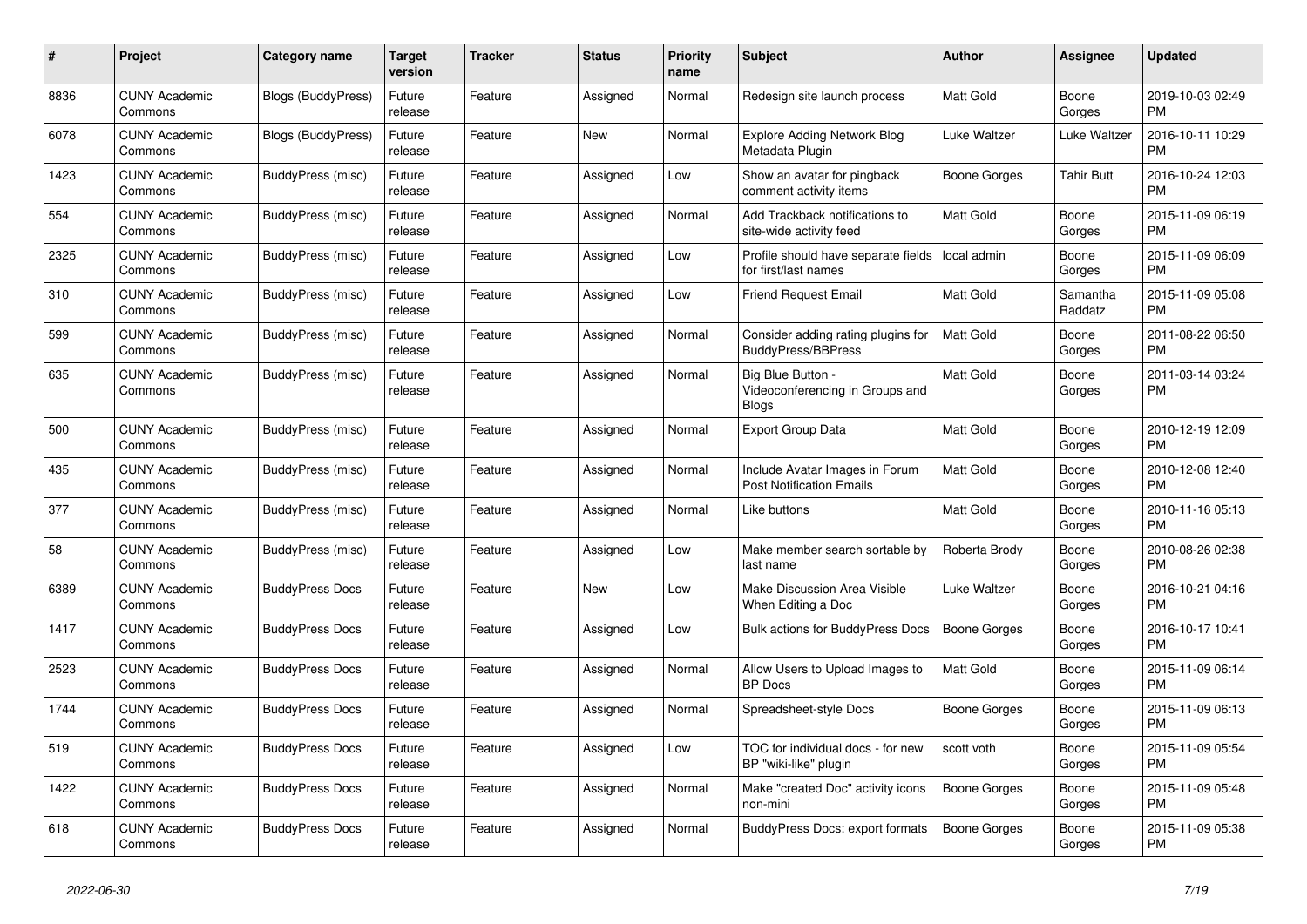| # | Project | Category name | Target version | Tracker | Status | Priority name | Subject | Author | Assignee | Updated |
|---|---|---|---|---|---|---|---|---|---|---|
| 8836 | CUNY Academic Commons | Blogs (BuddyPress) | Future release | Feature | Assigned | Normal | Redesign site launch process | Matt Gold | Boone Gorges | 2019-10-03 02:49 PM |
| 6078 | CUNY Academic Commons | Blogs (BuddyPress) | Future release | Feature | New | Normal | Explore Adding Network Blog Metadata Plugin | Luke Waltzer | Luke Waltzer | 2016-10-11 10:29 PM |
| 1423 | CUNY Academic Commons | BuddyPress (misc) | Future release | Feature | Assigned | Low | Show an avatar for pingback comment activity items | Boone Gorges | Tahir Butt | 2016-10-24 12:03 PM |
| 554 | CUNY Academic Commons | BuddyPress (misc) | Future release | Feature | Assigned | Normal | Add Trackback notifications to site-wide activity feed | Matt Gold | Boone Gorges | 2015-11-09 06:19 PM |
| 2325 | CUNY Academic Commons | BuddyPress (misc) | Future release | Feature | Assigned | Low | Profile should have separate fields for first/last names | local admin | Boone Gorges | 2015-11-09 06:09 PM |
| 310 | CUNY Academic Commons | BuddyPress (misc) | Future release | Feature | Assigned | Low | Friend Request Email | Matt Gold | Samantha Raddatz | 2015-11-09 05:08 PM |
| 599 | CUNY Academic Commons | BuddyPress (misc) | Future release | Feature | Assigned | Normal | Consider adding rating plugins for BuddyPress/BBPress | Matt Gold | Boone Gorges | 2011-08-22 06:50 PM |
| 635 | CUNY Academic Commons | BuddyPress (misc) | Future release | Feature | Assigned | Normal | Big Blue Button - Videoconferencing in Groups and Blogs | Matt Gold | Boone Gorges | 2011-03-14 03:24 PM |
| 500 | CUNY Academic Commons | BuddyPress (misc) | Future release | Feature | Assigned | Normal | Export Group Data | Matt Gold | Boone Gorges | 2010-12-19 12:09 PM |
| 435 | CUNY Academic Commons | BuddyPress (misc) | Future release | Feature | Assigned | Normal | Include Avatar Images in Forum Post Notification Emails | Matt Gold | Boone Gorges | 2010-12-08 12:40 PM |
| 377 | CUNY Academic Commons | BuddyPress (misc) | Future release | Feature | Assigned | Normal | Like buttons | Matt Gold | Boone Gorges | 2010-11-16 05:13 PM |
| 58 | CUNY Academic Commons | BuddyPress (misc) | Future release | Feature | Assigned | Low | Make member search sortable by last name | Roberta Brody | Boone Gorges | 2010-08-26 02:38 PM |
| 6389 | CUNY Academic Commons | BuddyPress Docs | Future release | Feature | New | Low | Make Discussion Area Visible When Editing a Doc | Luke Waltzer | Boone Gorges | 2016-10-21 04:16 PM |
| 1417 | CUNY Academic Commons | BuddyPress Docs | Future release | Feature | Assigned | Low | Bulk actions for BuddyPress Docs | Boone Gorges | Boone Gorges | 2016-10-17 10:41 PM |
| 2523 | CUNY Academic Commons | BuddyPress Docs | Future release | Feature | Assigned | Normal | Allow Users to Upload Images to BP Docs | Matt Gold | Boone Gorges | 2015-11-09 06:14 PM |
| 1744 | CUNY Academic Commons | BuddyPress Docs | Future release | Feature | Assigned | Normal | Spreadsheet-style Docs | Boone Gorges | Boone Gorges | 2015-11-09 06:13 PM |
| 519 | CUNY Academic Commons | BuddyPress Docs | Future release | Feature | Assigned | Low | TOC for individual docs - for new BP "wiki-like" plugin | scott voth | Boone Gorges | 2015-11-09 05:54 PM |
| 1422 | CUNY Academic Commons | BuddyPress Docs | Future release | Feature | Assigned | Normal | Make "created Doc" activity icons non-mini | Boone Gorges | Boone Gorges | 2015-11-09 05:48 PM |
| 618 | CUNY Academic Commons | BuddyPress Docs | Future release | Feature | Assigned | Normal | BuddyPress Docs: export formats | Boone Gorges | Boone Gorges | 2015-11-09 05:38 PM |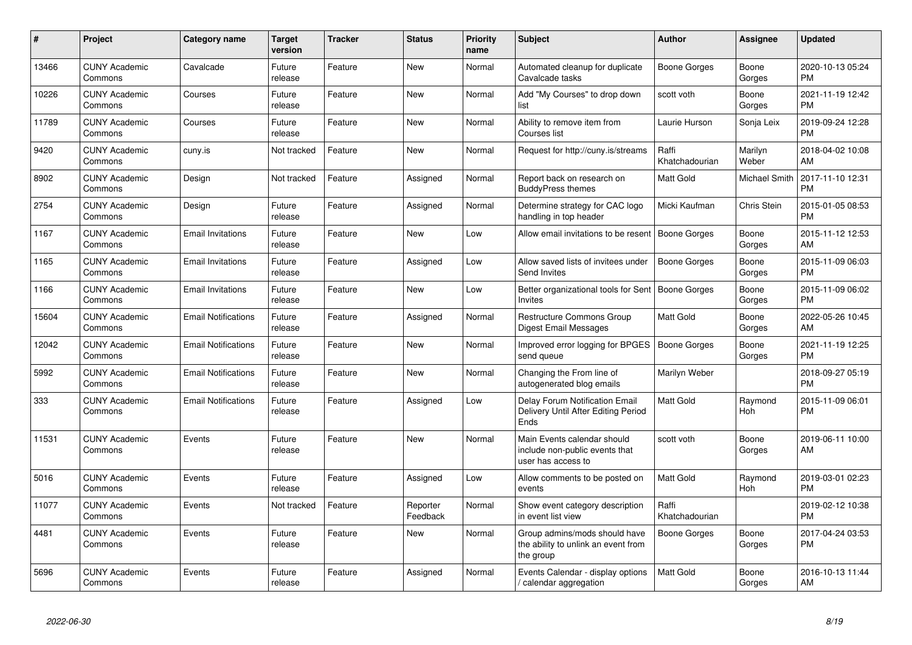| # | Project | Category name | Target version | Tracker | Status | Priority name | Subject | Author | Assignee | Updated |
| --- | --- | --- | --- | --- | --- | --- | --- | --- | --- | --- |
| 13466 | CUNY Academic Commons | Cavalcade | Future release | Feature | New | Normal | Automated cleanup for duplicate Cavalcade tasks | Boone Gorges | Boone Gorges | 2020-10-13 05:24 PM |
| 10226 | CUNY Academic Commons | Courses | Future release | Feature | New | Normal | Add "My Courses" to drop down list | scott voth | Boone Gorges | 2021-11-19 12:42 PM |
| 11789 | CUNY Academic Commons | Courses | Future release | Feature | New | Normal | Ability to remove item from Courses list | Laurie Hurson | Sonja Leix | 2019-09-24 12:28 PM |
| 9420 | CUNY Academic Commons | cuny.is | Not tracked | Feature | New | Normal | Request for http://cuny.is/streams | Raffi Khatchadourian | Marilyn Weber | 2018-04-02 10:08 AM |
| 8902 | CUNY Academic Commons | Design | Not tracked | Feature | Assigned | Normal | Report back on research on BuddyPress themes | Matt Gold | Michael Smith | 2017-11-10 12:31 PM |
| 2754 | CUNY Academic Commons | Design | Future release | Feature | Assigned | Normal | Determine strategy for CAC logo handling in top header | Micki Kaufman | Chris Stein | 2015-01-05 08:53 PM |
| 1167 | CUNY Academic Commons | Email Invitations | Future release | Feature | New | Low | Allow email invitations to be resent | Boone Gorges | Boone Gorges | 2015-11-12 12:53 AM |
| 1165 | CUNY Academic Commons | Email Invitations | Future release | Feature | Assigned | Low | Allow saved lists of invitees under Send Invites | Boone Gorges | Boone Gorges | 2015-11-09 06:03 PM |
| 1166 | CUNY Academic Commons | Email Invitations | Future release | Feature | New | Low | Better organizational tools for Sent Invites | Boone Gorges | Boone Gorges | 2015-11-09 06:02 PM |
| 15604 | CUNY Academic Commons | Email Notifications | Future release | Feature | Assigned | Normal | Restructure Commons Group Digest Email Messages | Matt Gold | Boone Gorges | 2022-05-26 10:45 AM |
| 12042 | CUNY Academic Commons | Email Notifications | Future release | Feature | New | Normal | Improved error logging for BPGES send queue | Boone Gorges | Boone Gorges | 2021-11-19 12:25 PM |
| 5992 | CUNY Academic Commons | Email Notifications | Future release | Feature | New | Normal | Changing the From line of autogenerated blog emails | Marilyn Weber | | 2018-09-27 05:19 PM |
| 333 | CUNY Academic Commons | Email Notifications | Future release | Feature | Assigned | Low | Delay Forum Notification Email Delivery Until After Editing Period Ends | Matt Gold | Raymond Hoh | 2015-11-09 06:01 PM |
| 11531 | CUNY Academic Commons | Events | Future release | Feature | New | Normal | Main Events calendar should include non-public events that user has access to | scott voth | Boone Gorges | 2019-06-11 10:00 AM |
| 5016 | CUNY Academic Commons | Events | Future release | Feature | Assigned | Low | Allow comments to be posted on events | Matt Gold | Raymond Hoh | 2019-03-01 02:23 PM |
| 11077 | CUNY Academic Commons | Events | Not tracked | Feature | Reporter Feedback | Normal | Show event category description in event list view | Raffi Khatchadourian | | 2019-02-12 10:38 PM |
| 4481 | CUNY Academic Commons | Events | Future release | Feature | New | Normal | Group admins/mods should have the ability to unlink an event from the group | Boone Gorges | Boone Gorges | 2017-04-24 03:53 PM |
| 5696 | CUNY Academic Commons | Events | Future release | Feature | Assigned | Normal | Events Calendar - display options / calendar aggregation | Matt Gold | Boone Gorges | 2016-10-13 11:44 AM |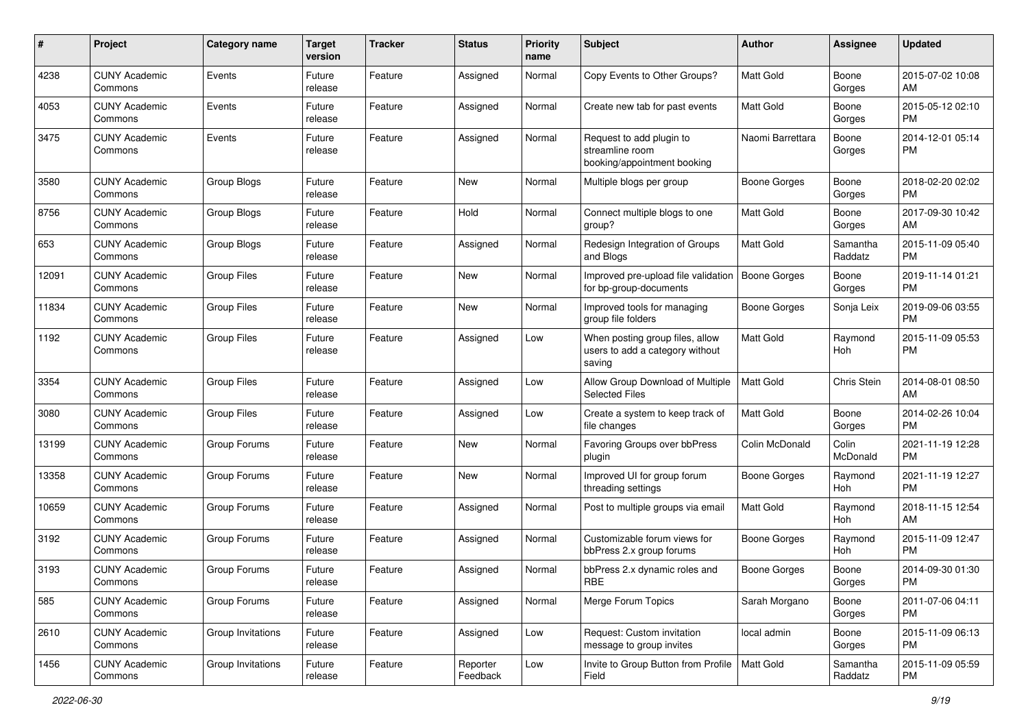| # | Project | Category name | Target version | Tracker | Status | Priority name | Subject | Author | Assignee | Updated |
|---|---|---|---|---|---|---|---|---|---|---|
| 4238 | CUNY Academic Commons | Events | Future release | Feature | Assigned | Normal | Copy Events to Other Groups? | Matt Gold | Boone Gorges | 2015-07-02 10:08 AM |
| 4053 | CUNY Academic Commons | Events | Future release | Feature | Assigned | Normal | Create new tab for past events | Matt Gold | Boone Gorges | 2015-05-12 02:10 PM |
| 3475 | CUNY Academic Commons | Events | Future release | Feature | Assigned | Normal | Request to add plugin to streamline room booking/appointment booking | Naomi Barrettara | Boone Gorges | 2014-12-01 05:14 PM |
| 3580 | CUNY Academic Commons | Group Blogs | Future release | Feature | New | Normal | Multiple blogs per group | Boone Gorges | Boone Gorges | 2018-02-20 02:02 PM |
| 8756 | CUNY Academic Commons | Group Blogs | Future release | Feature | Hold | Normal | Connect multiple blogs to one group? | Matt Gold | Boone Gorges | 2017-09-30 10:42 AM |
| 653 | CUNY Academic Commons | Group Blogs | Future release | Feature | Assigned | Normal | Redesign Integration of Groups and Blogs | Matt Gold | Samantha Raddatz | 2015-11-09 05:40 PM |
| 12091 | CUNY Academic Commons | Group Files | Future release | Feature | New | Normal | Improved pre-upload file validation for bp-group-documents | Boone Gorges | Boone Gorges | 2019-11-14 01:21 PM |
| 11834 | CUNY Academic Commons | Group Files | Future release | Feature | New | Normal | Improved tools for managing group file folders | Boone Gorges | Sonja Leix | 2019-09-06 03:55 PM |
| 1192 | CUNY Academic Commons | Group Files | Future release | Feature | Assigned | Low | When posting group files, allow users to add a category without saving | Matt Gold | Raymond Hoh | 2015-11-09 05:53 PM |
| 3354 | CUNY Academic Commons | Group Files | Future release | Feature | Assigned | Low | Allow Group Download of Multiple Selected Files | Matt Gold | Chris Stein | 2014-08-01 08:50 AM |
| 3080 | CUNY Academic Commons | Group Files | Future release | Feature | Assigned | Low | Create a system to keep track of file changes | Matt Gold | Boone Gorges | 2014-02-26 10:04 PM |
| 13199 | CUNY Academic Commons | Group Forums | Future release | Feature | New | Normal | Favoring Groups over bbPress plugin | Colin McDonald | Colin McDonald | 2021-11-19 12:28 PM |
| 13358 | CUNY Academic Commons | Group Forums | Future release | Feature | New | Normal | Improved UI for group forum threading settings | Boone Gorges | Raymond Hoh | 2021-11-19 12:27 PM |
| 10659 | CUNY Academic Commons | Group Forums | Future release | Feature | Assigned | Normal | Post to multiple groups via email | Matt Gold | Raymond Hoh | 2018-11-15 12:54 AM |
| 3192 | CUNY Academic Commons | Group Forums | Future release | Feature | Assigned | Normal | Customizable forum views for bbPress 2.x group forums | Boone Gorges | Raymond Hoh | 2015-11-09 12:47 PM |
| 3193 | CUNY Academic Commons | Group Forums | Future release | Feature | Assigned | Normal | bbPress 2.x dynamic roles and RBE | Boone Gorges | Boone Gorges | 2014-09-30 01:30 PM |
| 585 | CUNY Academic Commons | Group Forums | Future release | Feature | Assigned | Normal | Merge Forum Topics | Sarah Morgano | Boone Gorges | 2011-07-06 04:11 PM |
| 2610 | CUNY Academic Commons | Group Invitations | Future release | Feature | Assigned | Low | Request: Custom invitation message to group invites | local admin | Boone Gorges | 2015-11-09 06:13 PM |
| 1456 | CUNY Academic Commons | Group Invitations | Future release | Feature | Reporter Feedback | Low | Invite to Group Button from Profile Field | Matt Gold | Samantha Raddatz | 2015-11-09 05:59 PM |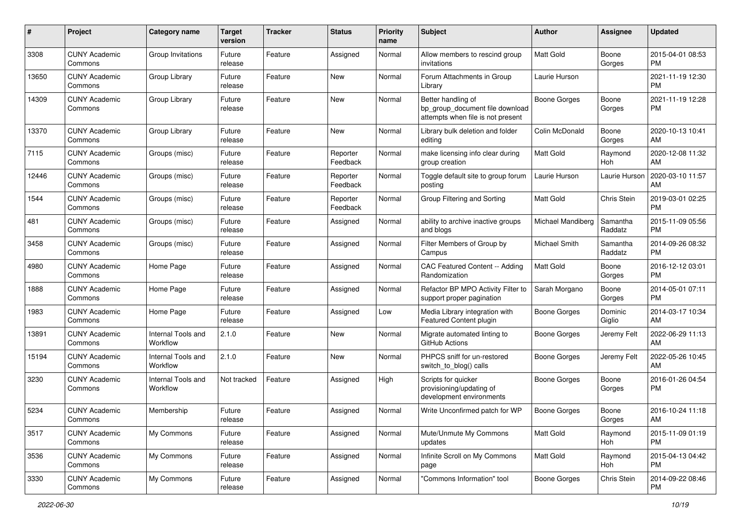| # | Project | Category name | Target version | Tracker | Status | Priority name | Subject | Author | Assignee | Updated |
|---|---|---|---|---|---|---|---|---|---|---|
| 3308 | CUNY Academic Commons | Group Invitations | Future release | Feature | Assigned | Normal | Allow members to rescind group invitations | Matt Gold | Boone Gorges | 2015-04-01 08:53 PM |
| 13650 | CUNY Academic Commons | Group Library | Future release | Feature | New | Normal | Forum Attachments in Group Library | Laurie Hurson | | 2021-11-19 12:30 PM |
| 14309 | CUNY Academic Commons | Group Library | Future release | Feature | New | Normal | Better handling of bp_group_document file download attempts when file is not present | Boone Gorges | Boone Gorges | 2021-11-19 12:28 PM |
| 13370 | CUNY Academic Commons | Group Library | Future release | Feature | New | Normal | Library bulk deletion and folder editing | Colin McDonald | Boone Gorges | 2020-10-13 10:41 AM |
| 7115 | CUNY Academic Commons | Groups (misc) | Future release | Feature | Reporter Feedback | Normal | make licensing info clear during group creation | Matt Gold | Raymond Hoh | 2020-12-08 11:32 AM |
| 12446 | CUNY Academic Commons | Groups (misc) | Future release | Feature | Reporter Feedback | Normal | Toggle default site to group forum posting | Laurie Hurson | Laurie Hurson | 2020-03-10 11:57 AM |
| 1544 | CUNY Academic Commons | Groups (misc) | Future release | Feature | Reporter Feedback | Normal | Group Filtering and Sorting | Matt Gold | Chris Stein | 2019-03-01 02:25 PM |
| 481 | CUNY Academic Commons | Groups (misc) | Future release | Feature | Assigned | Normal | ability to archive inactive groups and blogs | Michael Mandiberg | Samantha Raddatz | 2015-11-09 05:56 PM |
| 3458 | CUNY Academic Commons | Groups (misc) | Future release | Feature | Assigned | Normal | Filter Members of Group by Campus | Michael Smith | Samantha Raddatz | 2014-09-26 08:32 PM |
| 4980 | CUNY Academic Commons | Home Page | Future release | Feature | Assigned | Normal | CAC Featured Content -- Adding Randomization | Matt Gold | Boone Gorges | 2016-12-12 03:01 PM |
| 1888 | CUNY Academic Commons | Home Page | Future release | Feature | Assigned | Normal | Refactor BP MPO Activity Filter to support proper pagination | Sarah Morgano | Boone Gorges | 2014-05-01 07:11 PM |
| 1983 | CUNY Academic Commons | Home Page | Future release | Feature | Assigned | Low | Media Library integration with Featured Content plugin | Boone Gorges | Dominic Giglio | 2014-03-17 10:34 AM |
| 13891 | CUNY Academic Commons | Internal Tools and Workflow | 2.1.0 | Feature | New | Normal | Migrate automated linting to GitHub Actions | Boone Gorges | Jeremy Felt | 2022-06-29 11:13 AM |
| 15194 | CUNY Academic Commons | Internal Tools and Workflow | 2.1.0 | Feature | New | Normal | PHPCS sniff for un-restored switch_to_blog() calls | Boone Gorges | Jeremy Felt | 2022-05-26 10:45 AM |
| 3230 | CUNY Academic Commons | Internal Tools and Workflow | Not tracked | Feature | Assigned | High | Scripts for quicker provisioning/updating of development environments | Boone Gorges | Boone Gorges | 2016-01-26 04:54 PM |
| 5234 | CUNY Academic Commons | Membership | Future release | Feature | Assigned | Normal | Write Unconfirmed patch for WP | Boone Gorges | Boone Gorges | 2016-10-24 11:18 AM |
| 3517 | CUNY Academic Commons | My Commons | Future release | Feature | Assigned | Normal | Mute/Unmute My Commons updates | Matt Gold | Raymond Hoh | 2015-11-09 01:19 PM |
| 3536 | CUNY Academic Commons | My Commons | Future release | Feature | Assigned | Normal | Infinite Scroll on My Commons page | Matt Gold | Raymond Hoh | 2015-04-13 04:42 PM |
| 3330 | CUNY Academic Commons | My Commons | Future release | Feature | Assigned | Normal | "Commons Information" tool | Boone Gorges | Chris Stein | 2014-09-22 08:46 PM |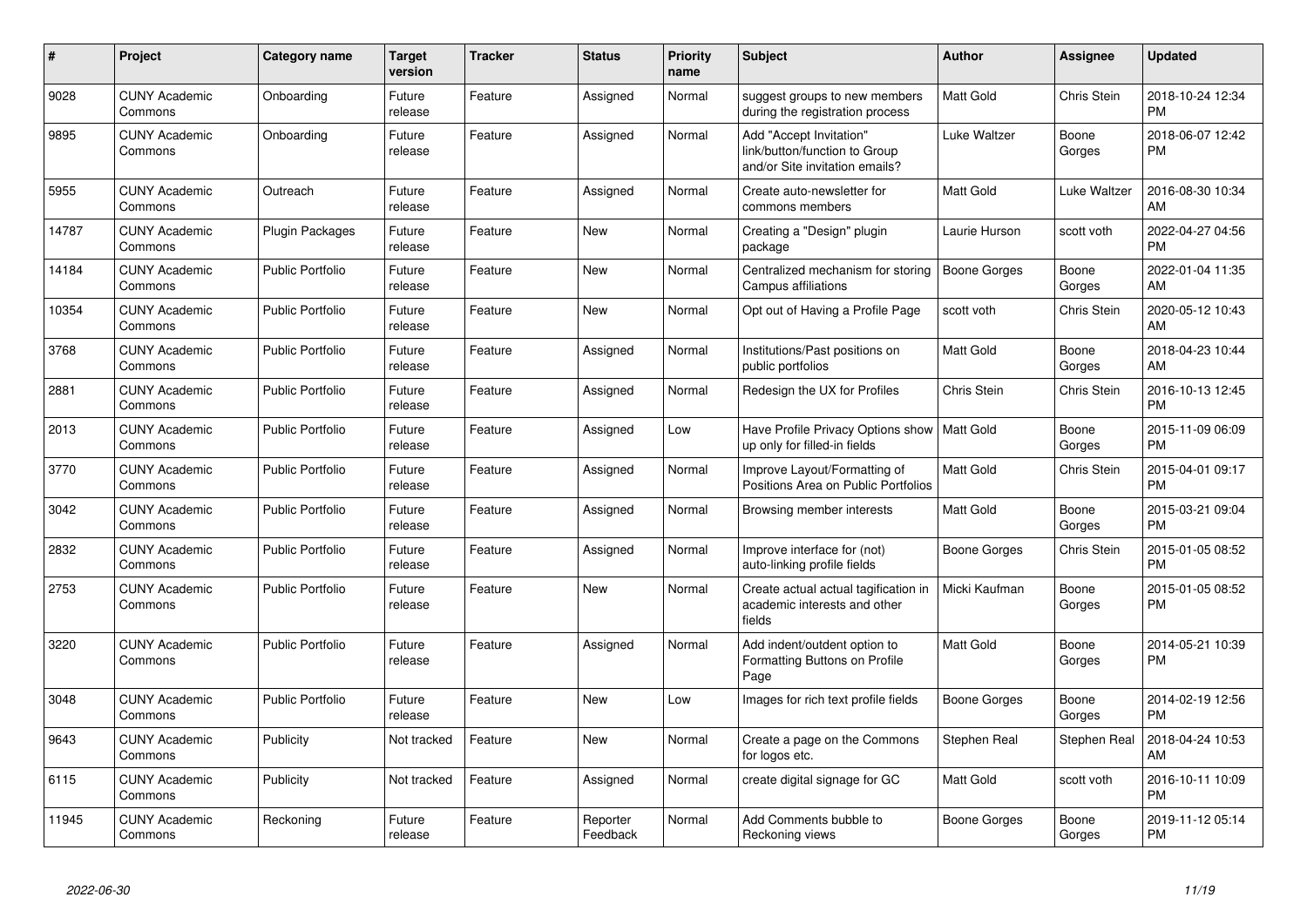| # | Project | Category name | Target version | Tracker | Status | Priority name | Subject | Author | Assignee | Updated |
|---|---|---|---|---|---|---|---|---|---|---|
| 9028 | CUNY Academic Commons | Onboarding | Future release | Feature | Assigned | Normal | suggest groups to new members during the registration process | Matt Gold | Chris Stein | 2018-10-24 12:34 PM |
| 9895 | CUNY Academic Commons | Onboarding | Future release | Feature | Assigned | Normal | Add "Accept Invitation" link/button/function to Group and/or Site invitation emails? | Luke Waltzer | Boone Gorges | 2018-06-07 12:42 PM |
| 5955 | CUNY Academic Commons | Outreach | Future release | Feature | Assigned | Normal | Create auto-newsletter for commons members | Matt Gold | Luke Waltzer | 2016-08-30 10:34 AM |
| 14787 | CUNY Academic Commons | Plugin Packages | Future release | Feature | New | Normal | Creating a "Design" plugin package | Laurie Hurson | scott voth | 2022-04-27 04:56 PM |
| 14184 | CUNY Academic Commons | Public Portfolio | Future release | Feature | New | Normal | Centralized mechanism for storing Campus affiliations | Boone Gorges | Boone Gorges | 2022-01-04 11:35 AM |
| 10354 | CUNY Academic Commons | Public Portfolio | Future release | Feature | New | Normal | Opt out of Having a Profile Page | scott voth | Chris Stein | 2020-05-12 10:43 AM |
| 3768 | CUNY Academic Commons | Public Portfolio | Future release | Feature | Assigned | Normal | Institutions/Past positions on public portfolios | Matt Gold | Boone Gorges | 2018-04-23 10:44 AM |
| 2881 | CUNY Academic Commons | Public Portfolio | Future release | Feature | Assigned | Normal | Redesign the UX for Profiles | Chris Stein | Chris Stein | 2016-10-13 12:45 PM |
| 2013 | CUNY Academic Commons | Public Portfolio | Future release | Feature | Assigned | Low | Have Profile Privacy Options show up only for filled-in fields | Matt Gold | Boone Gorges | 2015-11-09 06:09 PM |
| 3770 | CUNY Academic Commons | Public Portfolio | Future release | Feature | Assigned | Normal | Improve Layout/Formatting of Positions Area on Public Portfolios | Matt Gold | Chris Stein | 2015-04-01 09:17 PM |
| 3042 | CUNY Academic Commons | Public Portfolio | Future release | Feature | Assigned | Normal | Browsing member interests | Matt Gold | Boone Gorges | 2015-03-21 09:04 PM |
| 2832 | CUNY Academic Commons | Public Portfolio | Future release | Feature | Assigned | Normal | Improve interface for (not) auto-linking profile fields | Boone Gorges | Chris Stein | 2015-01-05 08:52 PM |
| 2753 | CUNY Academic Commons | Public Portfolio | Future release | Feature | New | Normal | Create actual actual tagification in academic interests and other fields | Micki Kaufman | Boone Gorges | 2015-01-05 08:52 PM |
| 3220 | CUNY Academic Commons | Public Portfolio | Future release | Feature | Assigned | Normal | Add indent/outdent option to Formatting Buttons on Profile Page | Matt Gold | Boone Gorges | 2014-05-21 10:39 PM |
| 3048 | CUNY Academic Commons | Public Portfolio | Future release | Feature | New | Low | Images for rich text profile fields | Boone Gorges | Boone Gorges | 2014-02-19 12:56 PM |
| 9643 | CUNY Academic Commons | Publicity | Not tracked | Feature | New | Normal | Create a page on the Commons for logos etc. | Stephen Real | Stephen Real | 2018-04-24 10:53 AM |
| 6115 | CUNY Academic Commons | Publicity | Not tracked | Feature | Assigned | Normal | create digital signage for GC | Matt Gold | scott voth | 2016-10-11 10:09 PM |
| 11945 | CUNY Academic Commons | Reckoning | Future release | Feature | Reporter Feedback | Normal | Add Comments bubble to Reckoning views | Boone Gorges | Boone Gorges | 2019-11-12 05:14 PM |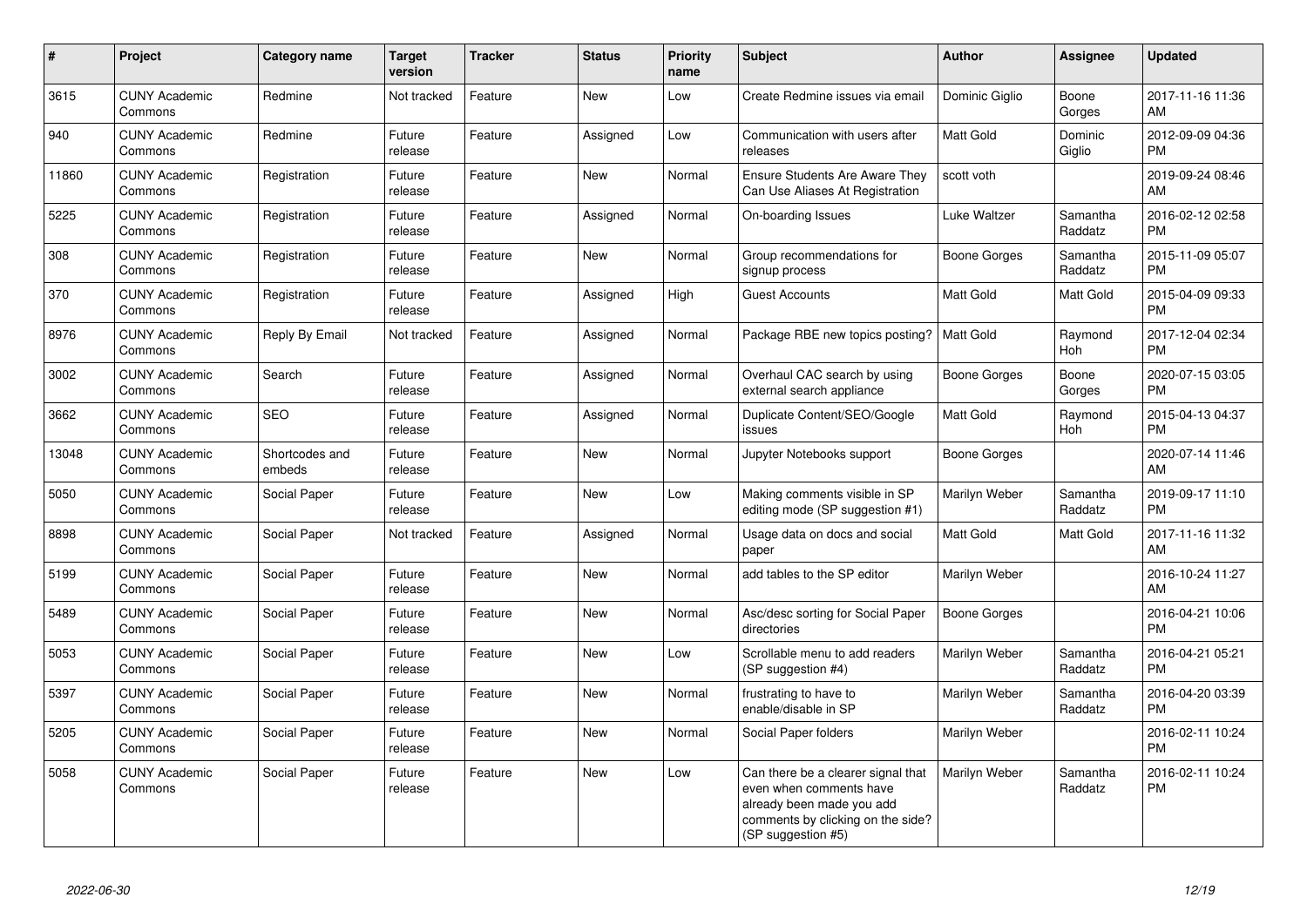| # | Project | Category name | Target version | Tracker | Status | Priority name | Subject | Author | Assignee | Updated |
|---|---|---|---|---|---|---|---|---|---|---|
| 3615 | CUNY Academic Commons | Redmine | Not tracked | Feature | New | Low | Create Redmine issues via email | Dominic Giglio | Boone Gorges | 2017-11-16 11:36 AM |
| 940 | CUNY Academic Commons | Redmine | Future release | Feature | Assigned | Low | Communication with users after releases | Matt Gold | Dominic Giglio | 2012-09-09 04:36 PM |
| 11860 | CUNY Academic Commons | Registration | Future release | Feature | New | Normal | Ensure Students Are Aware They Can Use Aliases At Registration | scott voth | | 2019-09-24 08:46 AM |
| 5225 | CUNY Academic Commons | Registration | Future release | Feature | Assigned | Normal | On-boarding Issues | Luke Waltzer | Samantha Raddatz | 2016-02-12 02:58 PM |
| 308 | CUNY Academic Commons | Registration | Future release | Feature | New | Normal | Group recommendations for signup process | Boone Gorges | Samantha Raddatz | 2015-11-09 05:07 PM |
| 370 | CUNY Academic Commons | Registration | Future release | Feature | Assigned | High | Guest Accounts | Matt Gold | Matt Gold | 2015-04-09 09:33 PM |
| 8976 | CUNY Academic Commons | Reply By Email | Not tracked | Feature | Assigned | Normal | Package RBE new topics posting? | Matt Gold | Raymond Hoh | 2017-12-04 02:34 PM |
| 3002 | CUNY Academic Commons | Search | Future release | Feature | Assigned | Normal | Overhaul CAC search by using external search appliance | Boone Gorges | Boone Gorges | 2020-07-15 03:05 PM |
| 3662 | CUNY Academic Commons | SEO | Future release | Feature | Assigned | Normal | Duplicate Content/SEO/Google issues | Matt Gold | Raymond Hoh | 2015-04-13 04:37 PM |
| 13048 | CUNY Academic Commons | Shortcodes and embeds | Future release | Feature | New | Normal | Jupyter Notebooks support | Boone Gorges | | 2020-07-14 11:46 AM |
| 5050 | CUNY Academic Commons | Social Paper | Future release | Feature | New | Low | Making comments visible in SP editing mode (SP suggestion #1) | Marilyn Weber | Samantha Raddatz | 2019-09-17 11:10 PM |
| 8898 | CUNY Academic Commons | Social Paper | Not tracked | Feature | Assigned | Normal | Usage data on docs and social paper | Matt Gold | Matt Gold | 2017-11-16 11:32 AM |
| 5199 | CUNY Academic Commons | Social Paper | Future release | Feature | New | Normal | add tables to the SP editor | Marilyn Weber | | 2016-10-24 11:27 AM |
| 5489 | CUNY Academic Commons | Social Paper | Future release | Feature | New | Normal | Asc/desc sorting for Social Paper directories | Boone Gorges | | 2016-04-21 10:06 PM |
| 5053 | CUNY Academic Commons | Social Paper | Future release | Feature | New | Low | Scrollable menu to add readers (SP suggestion #4) | Marilyn Weber | Samantha Raddatz | 2016-04-21 05:21 PM |
| 5397 | CUNY Academic Commons | Social Paper | Future release | Feature | New | Normal | frustrating to have to enable/disable in SP | Marilyn Weber | Samantha Raddatz | 2016-04-20 03:39 PM |
| 5205 | CUNY Academic Commons | Social Paper | Future release | Feature | New | Normal | Social Paper folders | Marilyn Weber | | 2016-02-11 10:24 PM |
| 5058 | CUNY Academic Commons | Social Paper | Future release | Feature | New | Low | Can there be a clearer signal that even when comments have already been made you add comments by clicking on the side? (SP suggestion #5) | Marilyn Weber | Samantha Raddatz | 2016-02-11 10:24 PM |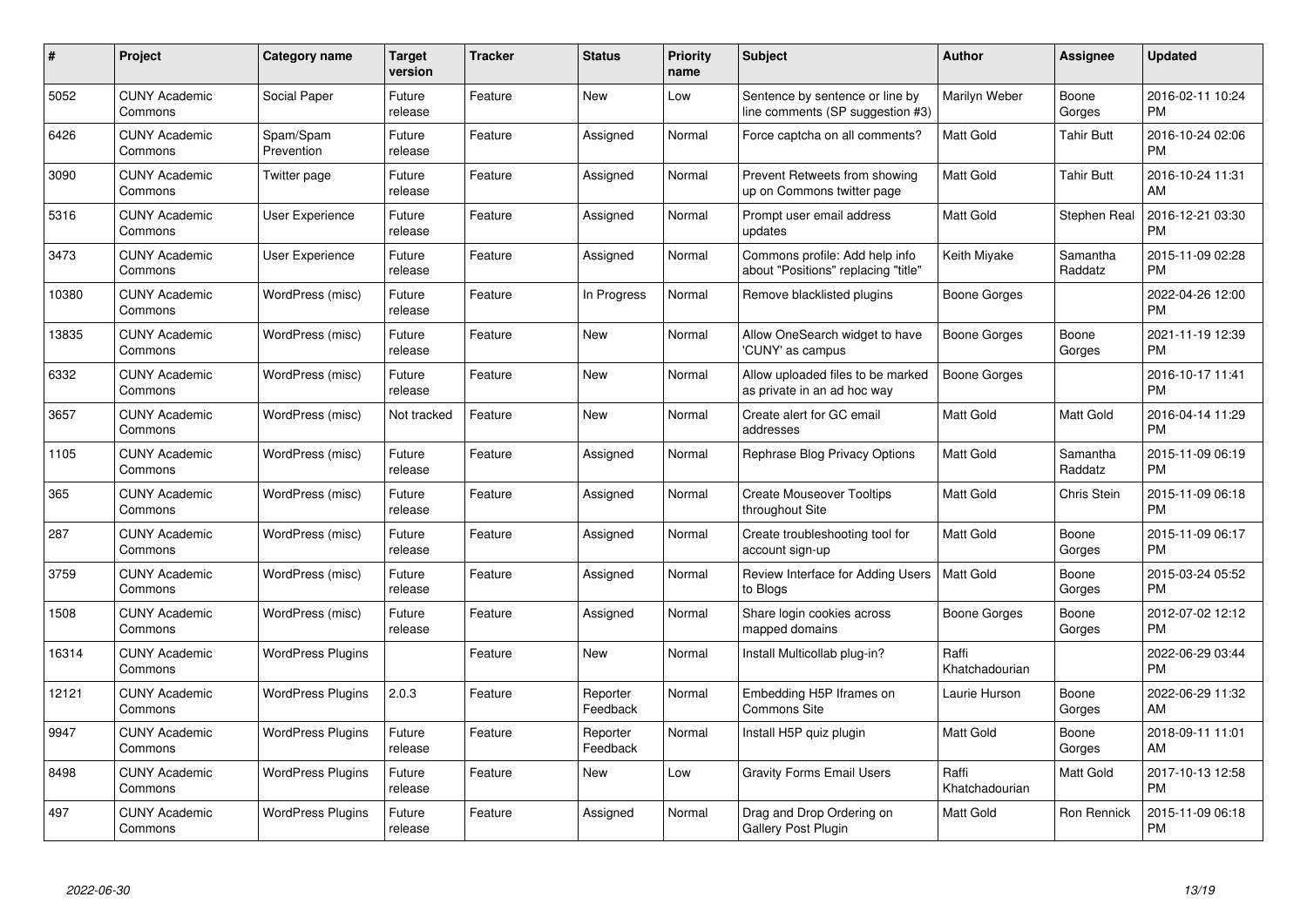| # | Project | Category name | Target version | Tracker | Status | Priority name | Subject | Author | Assignee | Updated |
|---|---|---|---|---|---|---|---|---|---|---|
| 5052 | CUNY Academic Commons | Social Paper | Future release | Feature | New | Low | Sentence by sentence or line by line comments (SP suggestion #3) | Marilyn Weber | Boone Gorges | 2016-02-11 10:24 PM |
| 6426 | CUNY Academic Commons | Spam/Spam Prevention | Future release | Feature | Assigned | Normal | Force captcha on all comments? | Matt Gold | Tahir Butt | 2016-10-24 02:06 PM |
| 3090 | CUNY Academic Commons | Twitter page | Future release | Feature | Assigned | Normal | Prevent Retweets from showing up on Commons twitter page | Matt Gold | Tahir Butt | 2016-10-24 11:31 AM |
| 5316 | CUNY Academic Commons | User Experience | Future release | Feature | Assigned | Normal | Prompt user email address updates | Matt Gold | Stephen Real | 2016-12-21 03:30 PM |
| 3473 | CUNY Academic Commons | User Experience | Future release | Feature | Assigned | Normal | Commons profile: Add help info about "Positions" replacing "title" | Keith Miyake | Samantha Raddatz | 2015-11-09 02:28 PM |
| 10380 | CUNY Academic Commons | WordPress (misc) | Future release | Feature | In Progress | Normal | Remove blacklisted plugins | Boone Gorges | | 2022-04-26 12:00 PM |
| 13835 | CUNY Academic Commons | WordPress (misc) | Future release | Feature | New | Normal | Allow OneSearch widget to have 'CUNY' as campus | Boone Gorges | Boone Gorges | 2021-11-19 12:39 PM |
| 6332 | CUNY Academic Commons | WordPress (misc) | Future release | Feature | New | Normal | Allow uploaded files to be marked as private in an ad hoc way | Boone Gorges | | 2016-10-17 11:41 PM |
| 3657 | CUNY Academic Commons | WordPress (misc) | Not tracked | Feature | New | Normal | Create alert for GC email addresses | Matt Gold | Matt Gold | 2016-04-14 11:29 PM |
| 1105 | CUNY Academic Commons | WordPress (misc) | Future release | Feature | Assigned | Normal | Rephrase Blog Privacy Options | Matt Gold | Samantha Raddatz | 2015-11-09 06:19 PM |
| 365 | CUNY Academic Commons | WordPress (misc) | Future release | Feature | Assigned | Normal | Create Mouseover Tooltips throughout Site | Matt Gold | Chris Stein | 2015-11-09 06:18 PM |
| 287 | CUNY Academic Commons | WordPress (misc) | Future release | Feature | Assigned | Normal | Create troubleshooting tool for account sign-up | Matt Gold | Boone Gorges | 2015-11-09 06:17 PM |
| 3759 | CUNY Academic Commons | WordPress (misc) | Future release | Feature | Assigned | Normal | Review Interface for Adding Users to Blogs | Matt Gold | Boone Gorges | 2015-03-24 05:52 PM |
| 1508 | CUNY Academic Commons | WordPress (misc) | Future release | Feature | Assigned | Normal | Share login cookies across mapped domains | Boone Gorges | Boone Gorges | 2012-07-02 12:12 PM |
| 16314 | CUNY Academic Commons | WordPress Plugins | | Feature | New | Normal | Install Multicollab plug-in? | Raffi Khatchadourian | | 2022-06-29 03:44 PM |
| 12121 | CUNY Academic Commons | WordPress Plugins | 2.0.3 | Feature | Reporter Feedback | Normal | Embedding H5P Iframes on Commons Site | Laurie Hurson | Boone Gorges | 2022-06-29 11:32 AM |
| 9947 | CUNY Academic Commons | WordPress Plugins | Future release | Feature | Reporter Feedback | Normal | Install H5P quiz plugin | Matt Gold | Boone Gorges | 2018-09-11 11:01 AM |
| 8498 | CUNY Academic Commons | WordPress Plugins | Future release | Feature | New | Low | Gravity Forms Email Users | Raffi Khatchadourian | Matt Gold | 2017-10-13 12:58 PM |
| 497 | CUNY Academic Commons | WordPress Plugins | Future release | Feature | Assigned | Normal | Drag and Drop Ordering on Gallery Post Plugin | Matt Gold | Ron Rennick | 2015-11-09 06:18 PM |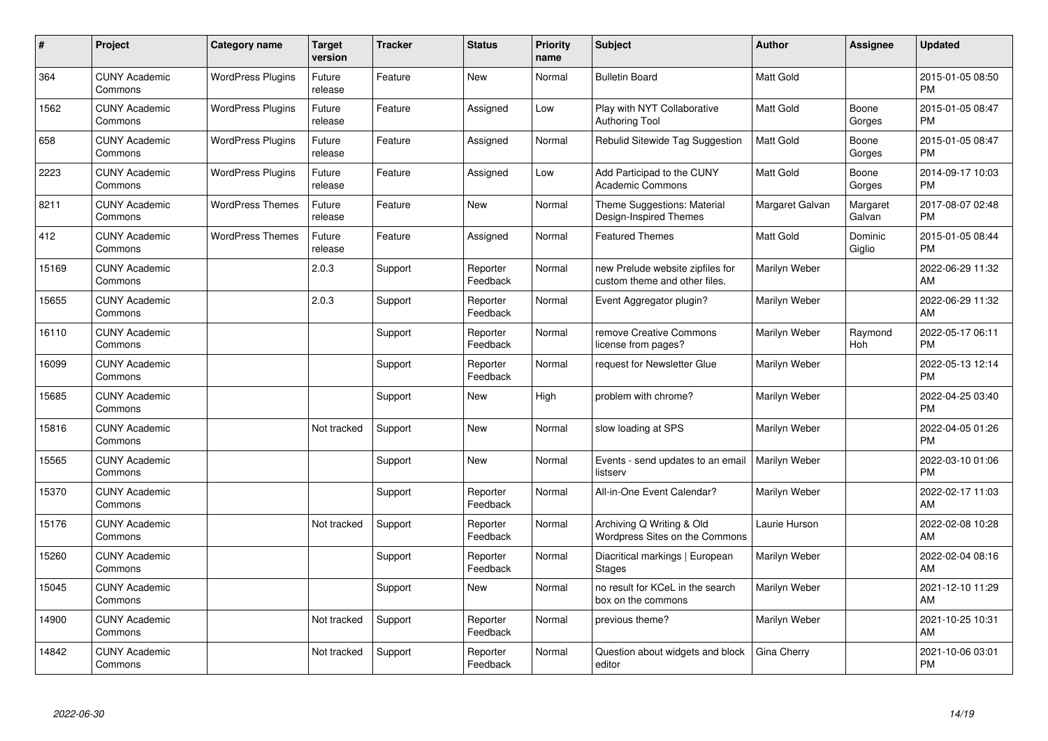| # | Project | Category name | Target version | Tracker | Status | Priority name | Subject | Author | Assignee | Updated |
|---|---|---|---|---|---|---|---|---|---|---|
| 364 | CUNY Academic Commons | WordPress Plugins | Future release | Feature | New | Normal | Bulletin Board | Matt Gold | | 2015-01-05 08:50 PM |
| 1562 | CUNY Academic Commons | WordPress Plugins | Future release | Feature | Assigned | Low | Play with NYT Collaborative Authoring Tool | Matt Gold | Boone Gorges | 2015-01-05 08:47 PM |
| 658 | CUNY Academic Commons | WordPress Plugins | Future release | Feature | Assigned | Normal | Rebulid Sitewide Tag Suggestion | Matt Gold | Boone Gorges | 2015-01-05 08:47 PM |
| 2223 | CUNY Academic Commons | WordPress Plugins | Future release | Feature | Assigned | Low | Add Participad to the CUNY Academic Commons | Matt Gold | Boone Gorges | 2014-09-17 10:03 PM |
| 8211 | CUNY Academic Commons | WordPress Themes | Future release | Feature | New | Normal | Theme Suggestions: Material Design-Inspired Themes | Margaret Galvan | Margaret Galvan | 2017-08-07 02:48 PM |
| 412 | CUNY Academic Commons | WordPress Themes | Future release | Feature | Assigned | Normal | Featured Themes | Matt Gold | Dominic Giglio | 2015-01-05 08:44 PM |
| 15169 | CUNY Academic Commons | | 2.0.3 | Support | Reporter Feedback | Normal | new Prelude website zipfiles for custom theme and other files. | Marilyn Weber | | 2022-06-29 11:32 AM |
| 15655 | CUNY Academic Commons | | 2.0.3 | Support | Reporter Feedback | Normal | Event Aggregator plugin? | Marilyn Weber | | 2022-06-29 11:32 AM |
| 16110 | CUNY Academic Commons | | | Support | Reporter Feedback | Normal | remove Creative Commons license from pages? | Marilyn Weber | Raymond Hoh | 2022-05-17 06:11 PM |
| 16099 | CUNY Academic Commons | | | Support | Reporter Feedback | Normal | request for Newsletter Glue | Marilyn Weber | | 2022-05-13 12:14 PM |
| 15685 | CUNY Academic Commons | | | Support | New | High | problem with chrome? | Marilyn Weber | | 2022-04-25 03:40 PM |
| 15816 | CUNY Academic Commons | | Not tracked | Support | New | Normal | slow loading at SPS | Marilyn Weber | | 2022-04-05 01:26 PM |
| 15565 | CUNY Academic Commons | | | Support | New | Normal | Events - send updates to an email listserv | Marilyn Weber | | 2022-03-10 01:06 PM |
| 15370 | CUNY Academic Commons | | | Support | Reporter Feedback | Normal | All-in-One Event Calendar? | Marilyn Weber | | 2022-02-17 11:03 AM |
| 15176 | CUNY Academic Commons | | Not tracked | Support | Reporter Feedback | Normal | Archiving Q Writing & Old Wordpress Sites on the Commons | Laurie Hurson | | 2022-02-08 10:28 AM |
| 15260 | CUNY Academic Commons | | | Support | Reporter Feedback | Normal | Diacritical markings \| European Stages | Marilyn Weber | | 2022-02-04 08:16 AM |
| 15045 | CUNY Academic Commons | | | Support | New | Normal | no result for KCeL in the search box on the commons | Marilyn Weber | | 2021-12-10 11:29 AM |
| 14900 | CUNY Academic Commons | | Not tracked | Support | Reporter Feedback | Normal | previous theme? | Marilyn Weber | | 2021-10-25 10:31 AM |
| 14842 | CUNY Academic Commons | | Not tracked | Support | Reporter Feedback | Normal | Question about widgets and block editor | Gina Cherry | | 2021-10-06 03:01 PM |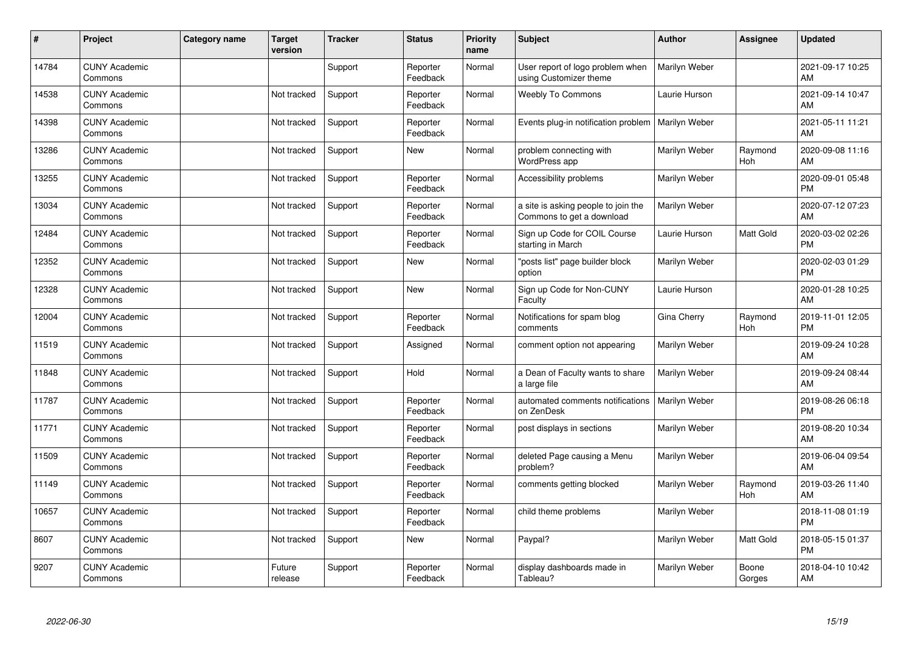| # | Project | Category name | Target version | Tracker | Status | Priority name | Subject | Author | Assignee | Updated |
|---|---|---|---|---|---|---|---|---|---|---|
| 14784 | CUNY Academic Commons | | | Support | Reporter Feedback | Normal | User report of logo problem when using Customizer theme | Marilyn Weber | | 2021-09-17 10:25 AM |
| 14538 | CUNY Academic Commons | | Not tracked | Support | Reporter Feedback | Normal | Weebly To Commons | Laurie Hurson | | 2021-09-14 10:47 AM |
| 14398 | CUNY Academic Commons | | Not tracked | Support | Reporter Feedback | Normal | Events plug-in notification problem | Marilyn Weber | | 2021-05-11 11:21 AM |
| 13286 | CUNY Academic Commons | | Not tracked | Support | New | Normal | problem connecting with WordPress app | Marilyn Weber | Raymond Hoh | 2020-09-08 11:16 AM |
| 13255 | CUNY Academic Commons | | Not tracked | Support | Reporter Feedback | Normal | Accessibility problems | Marilyn Weber | | 2020-09-01 05:48 PM |
| 13034 | CUNY Academic Commons | | Not tracked | Support | Reporter Feedback | Normal | a site is asking people to join the Commons to get a download | Marilyn Weber | | 2020-07-12 07:23 AM |
| 12484 | CUNY Academic Commons | | Not tracked | Support | Reporter Feedback | Normal | Sign up Code for COIL Course starting in March | Laurie Hurson | Matt Gold | 2020-03-02 02:26 PM |
| 12352 | CUNY Academic Commons | | Not tracked | Support | New | Normal | "posts list" page builder block option | Marilyn Weber | | 2020-02-03 01:29 PM |
| 12328 | CUNY Academic Commons | | Not tracked | Support | New | Normal | Sign up Code for Non-CUNY Faculty | Laurie Hurson | | 2020-01-28 10:25 AM |
| 12004 | CUNY Academic Commons | | Not tracked | Support | Reporter Feedback | Normal | Notifications for spam blog comments | Gina Cherry | Raymond Hoh | 2019-11-01 12:05 PM |
| 11519 | CUNY Academic Commons | | Not tracked | Support | Assigned | Normal | comment option not appearing | Marilyn Weber | | 2019-09-24 10:28 AM |
| 11848 | CUNY Academic Commons | | Not tracked | Support | Hold | Normal | a Dean of Faculty wants to share a large file | Marilyn Weber | | 2019-09-24 08:44 AM |
| 11787 | CUNY Academic Commons | | Not tracked | Support | Reporter Feedback | Normal | automated comments notifications on ZenDesk | Marilyn Weber | | 2019-08-26 06:18 PM |
| 11771 | CUNY Academic Commons | | Not tracked | Support | Reporter Feedback | Normal | post displays in sections | Marilyn Weber | | 2019-08-20 10:34 AM |
| 11509 | CUNY Academic Commons | | Not tracked | Support | Reporter Feedback | Normal | deleted Page causing a Menu problem? | Marilyn Weber | | 2019-06-04 09:54 AM |
| 11149 | CUNY Academic Commons | | Not tracked | Support | Reporter Feedback | Normal | comments getting blocked | Marilyn Weber | Raymond Hoh | 2019-03-26 11:40 AM |
| 10657 | CUNY Academic Commons | | Not tracked | Support | Reporter Feedback | Normal | child theme problems | Marilyn Weber | | 2018-11-08 01:19 PM |
| 8607 | CUNY Academic Commons | | Not tracked | Support | New | Normal | Paypal? | Marilyn Weber | Matt Gold | 2018-05-15 01:37 PM |
| 9207 | CUNY Academic Commons | | Future release | Support | Reporter Feedback | Normal | display dashboards made in Tableau? | Marilyn Weber | Boone Gorges | 2018-04-10 10:42 AM |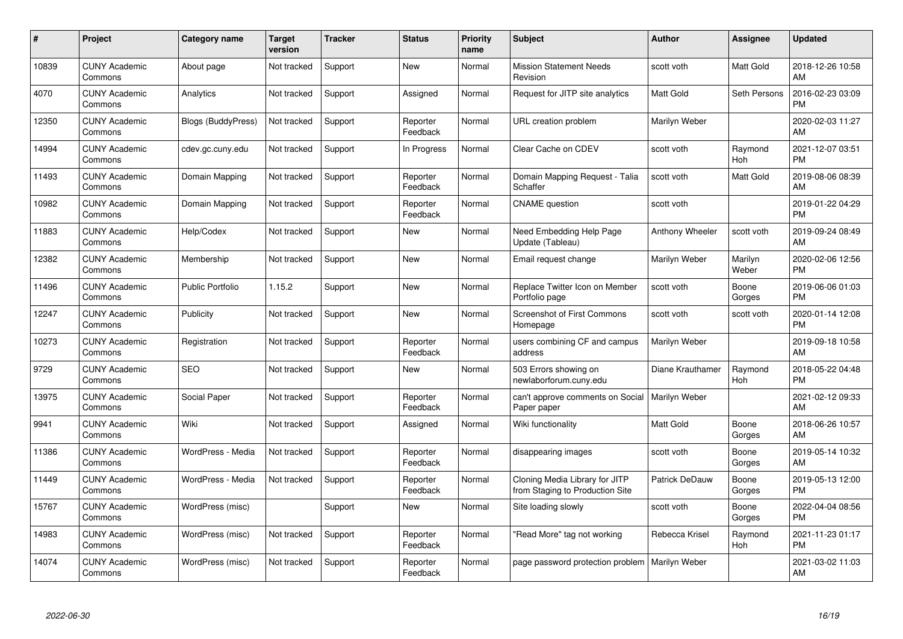| # | Project | Category name | Target version | Tracker | Status | Priority name | Subject | Author | Assignee | Updated |
|---|---|---|---|---|---|---|---|---|---|---|
| 10839 | CUNY Academic Commons | About page | Not tracked | Support | New | Normal | Mission Statement Needs Revision | scott voth | Matt Gold | 2018-12-26 10:58 AM |
| 4070 | CUNY Academic Commons | Analytics | Not tracked | Support | Assigned | Normal | Request for JITP site analytics | Matt Gold | Seth Persons | 2016-02-23 03:09 PM |
| 12350 | CUNY Academic Commons | Blogs (BuddyPress) | Not tracked | Support | Reporter Feedback | Normal | URL creation problem | Marilyn Weber | | 2020-02-03 11:27 AM |
| 14994 | CUNY Academic Commons | cdev.gc.cuny.edu | Not tracked | Support | In Progress | Normal | Clear Cache on CDEV | scott voth | Raymond Hoh | 2021-12-07 03:51 PM |
| 11493 | CUNY Academic Commons | Domain Mapping | Not tracked | Support | Reporter Feedback | Normal | Domain Mapping Request - Talia Schaffer | scott voth | Matt Gold | 2019-08-06 08:39 AM |
| 10982 | CUNY Academic Commons | Domain Mapping | Not tracked | Support | Reporter Feedback | Normal | CNAME question | scott voth | | 2019-01-22 04:29 PM |
| 11883 | CUNY Academic Commons | Help/Codex | Not tracked | Support | New | Normal | Need Embedding Help Page Update (Tableau) | Anthony Wheeler | scott voth | 2019-09-24 08:49 AM |
| 12382 | CUNY Academic Commons | Membership | Not tracked | Support | New | Normal | Email request change | Marilyn Weber | Marilyn Weber | 2020-02-06 12:56 PM |
| 11496 | CUNY Academic Commons | Public Portfolio | 1.15.2 | Support | New | Normal | Replace Twitter Icon on Member Portfolio page | scott voth | Boone Gorges | 2019-06-06 01:03 PM |
| 12247 | CUNY Academic Commons | Publicity | Not tracked | Support | New | Normal | Screenshot of First Commons Homepage | scott voth | scott voth | 2020-01-14 12:08 PM |
| 10273 | CUNY Academic Commons | Registration | Not tracked | Support | Reporter Feedback | Normal | users combining CF and campus address | Marilyn Weber | | 2019-09-18 10:58 AM |
| 9729 | CUNY Academic Commons | SEO | Not tracked | Support | New | Normal | 503 Errors showing on newlaborforum.cuny.edu | Diane Krauthamer | Raymond Hoh | 2018-05-22 04:48 PM |
| 13975 | CUNY Academic Commons | Social Paper | Not tracked | Support | Reporter Feedback | Normal | can't approve comments on Social Paper paper | Marilyn Weber | | 2021-02-12 09:33 AM |
| 9941 | CUNY Academic Commons | Wiki | Not tracked | Support | Assigned | Normal | Wiki functionality | Matt Gold | Boone Gorges | 2018-06-26 10:57 AM |
| 11386 | CUNY Academic Commons | WordPress - Media | Not tracked | Support | Reporter Feedback | Normal | disappearing images | scott voth | Boone Gorges | 2019-05-14 10:32 AM |
| 11449 | CUNY Academic Commons | WordPress - Media | Not tracked | Support | Reporter Feedback | Normal | Cloning Media Library for JITP from Staging to Production Site | Patrick DeDauw | Boone Gorges | 2019-05-13 12:00 PM |
| 15767 | CUNY Academic Commons | WordPress (misc) | | Support | New | Normal | Site loading slowly | scott voth | Boone Gorges | 2022-04-04 08:56 PM |
| 14983 | CUNY Academic Commons | WordPress (misc) | Not tracked | Support | Reporter Feedback | Normal | "Read More" tag not working | Rebecca Krisel | Raymond Hoh | 2021-11-23 01:17 PM |
| 14074 | CUNY Academic Commons | WordPress (misc) | Not tracked | Support | Reporter Feedback | Normal | page password protection problem | Marilyn Weber | | 2021-03-02 11:03 AM |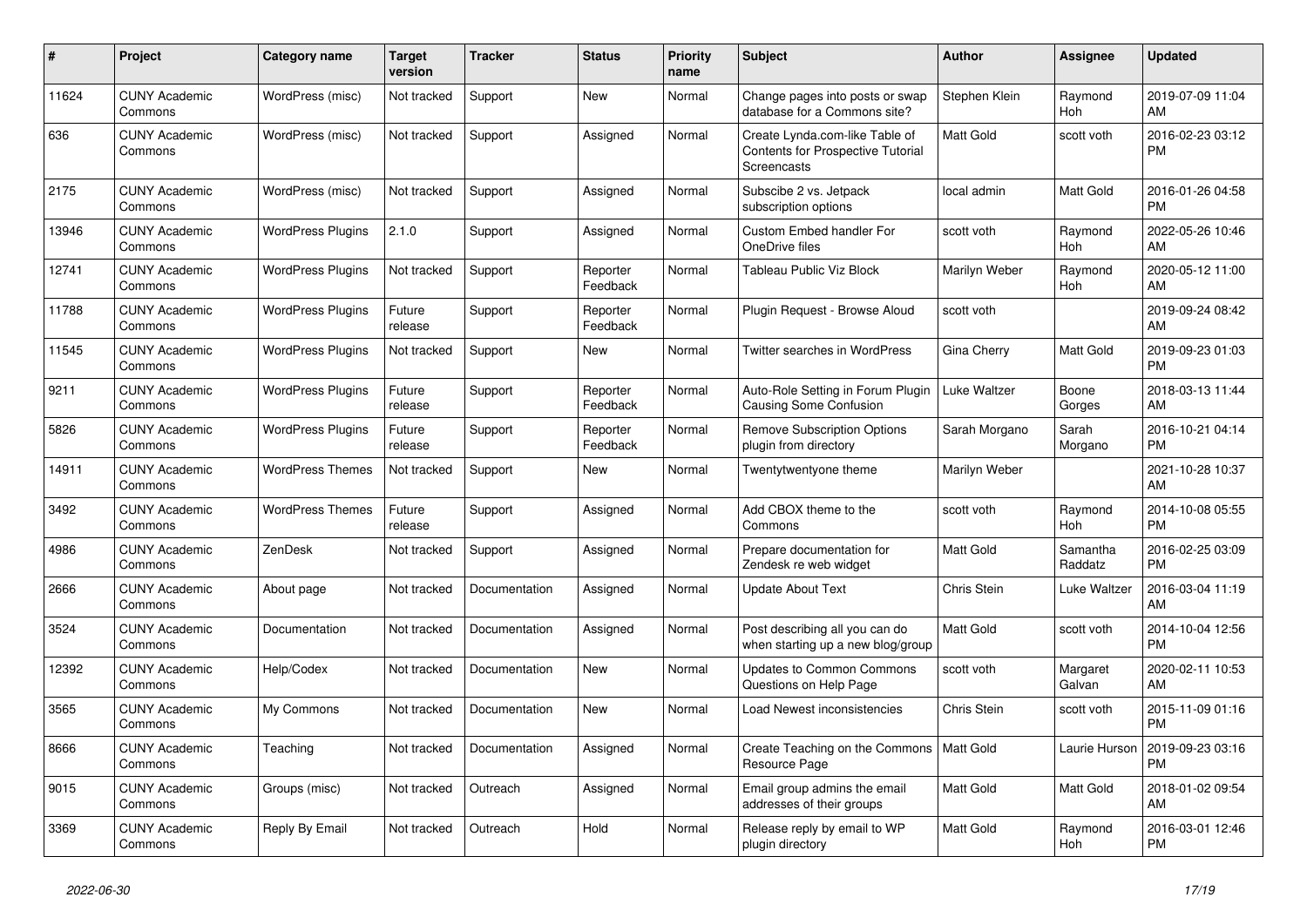| # | Project | Category name | Target version | Tracker | Status | Priority name | Subject | Author | Assignee | Updated |
|---|---|---|---|---|---|---|---|---|---|---|
| 11624 | CUNY Academic Commons | WordPress (misc) | Not tracked | Support | New | Normal | Change pages into posts or swap database for a Commons site? | Stephen Klein | Raymond Hoh | 2019-07-09 11:04 AM |
| 636 | CUNY Academic Commons | WordPress (misc) | Not tracked | Support | Assigned | Normal | Create Lynda.com-like Table of Contents for Prospective Tutorial Screencasts | Matt Gold | scott voth | 2016-02-23 03:12 PM |
| 2175 | CUNY Academic Commons | WordPress (misc) | Not tracked | Support | Assigned | Normal | Subscibe 2 vs. Jetpack subscription options | local admin | Matt Gold | 2016-01-26 04:58 PM |
| 13946 | CUNY Academic Commons | WordPress Plugins | 2.1.0 | Support | Assigned | Normal | Custom Embed handler For OneDrive files | scott voth | Raymond Hoh | 2022-05-26 10:46 AM |
| 12741 | CUNY Academic Commons | WordPress Plugins | Not tracked | Support | Reporter Feedback | Normal | Tableau Public Viz Block | Marilyn Weber | Raymond Hoh | 2020-05-12 11:00 AM |
| 11788 | CUNY Academic Commons | WordPress Plugins | Future release | Support | Reporter Feedback | Normal | Plugin Request - Browse Aloud | scott voth | | 2019-09-24 08:42 AM |
| 11545 | CUNY Academic Commons | WordPress Plugins | Not tracked | Support | New | Normal | Twitter searches in WordPress | Gina Cherry | Matt Gold | 2019-09-23 01:03 PM |
| 9211 | CUNY Academic Commons | WordPress Plugins | Future release | Support | Reporter Feedback | Normal | Auto-Role Setting in Forum Plugin Causing Some Confusion | Luke Waltzer | Boone Gorges | 2018-03-13 11:44 AM |
| 5826 | CUNY Academic Commons | WordPress Plugins | Future release | Support | Reporter Feedback | Normal | Remove Subscription Options plugin from directory | Sarah Morgano | Sarah Morgano | 2016-10-21 04:14 PM |
| 14911 | CUNY Academic Commons | WordPress Themes | Not tracked | Support | New | Normal | Twentytwentyone theme | Marilyn Weber | | 2021-10-28 10:37 AM |
| 3492 | CUNY Academic Commons | WordPress Themes | Future release | Support | Assigned | Normal | Add CBOX theme to the Commons | scott voth | Raymond Hoh | 2014-10-08 05:55 PM |
| 4986 | CUNY Academic Commons | ZenDesk | Not tracked | Support | Assigned | Normal | Prepare documentation for Zendesk re web widget | Matt Gold | Samantha Raddatz | 2016-02-25 03:09 PM |
| 2666 | CUNY Academic Commons | About page | Not tracked | Documentation | Assigned | Normal | Update About Text | Chris Stein | Luke Waltzer | 2016-03-04 11:19 AM |
| 3524 | CUNY Academic Commons | Documentation | Not tracked | Documentation | Assigned | Normal | Post describing all you can do when starting up a new blog/group | Matt Gold | scott voth | 2014-10-04 12:56 PM |
| 12392 | CUNY Academic Commons | Help/Codex | Not tracked | Documentation | New | Normal | Updates to Common Commons Questions on Help Page | scott voth | Margaret Galvan | 2020-02-11 10:53 AM |
| 3565 | CUNY Academic Commons | My Commons | Not tracked | Documentation | New | Normal | Load Newest inconsistencies | Chris Stein | scott voth | 2015-11-09 01:16 PM |
| 8666 | CUNY Academic Commons | Teaching | Not tracked | Documentation | Assigned | Normal | Create Teaching on the Commons Resource Page | Matt Gold | Laurie Hurson | 2019-09-23 03:16 PM |
| 9015 | CUNY Academic Commons | Groups (misc) | Not tracked | Outreach | Assigned | Normal | Email group admins the email addresses of their groups | Matt Gold | Matt Gold | 2018-01-02 09:54 AM |
| 3369 | CUNY Academic Commons | Reply By Email | Not tracked | Outreach | Hold | Normal | Release reply by email to WP plugin directory | Matt Gold | Raymond Hoh | 2016-03-01 12:46 PM |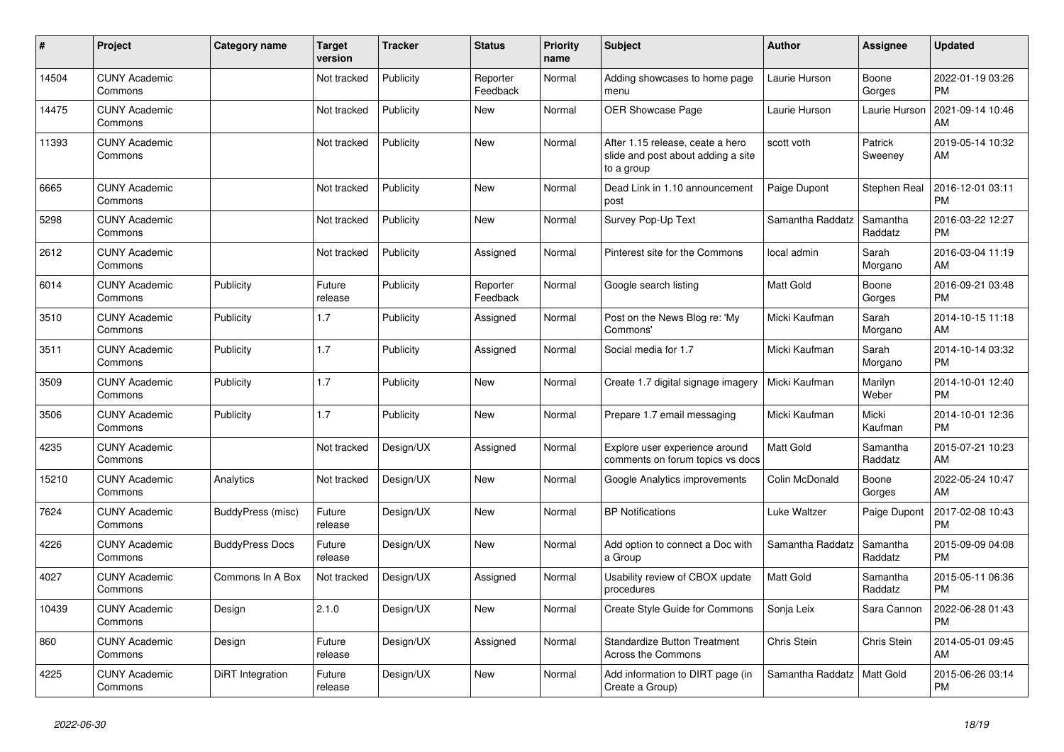| # | Project | Category name | Target version | Tracker | Status | Priority name | Subject | Author | Assignee | Updated |
|---|---|---|---|---|---|---|---|---|---|---|
| 14504 | CUNY Academic Commons | | Not tracked | Publicity | Reporter Feedback | Normal | Adding showcases to home page menu | Laurie Hurson | Boone Gorges | 2022-01-19 03:26 PM |
| 14475 | CUNY Academic Commons | | Not tracked | Publicity | New | Normal | OER Showcase Page | Laurie Hurson | Laurie Hurson | 2021-09-14 10:46 AM |
| 11393 | CUNY Academic Commons | | Not tracked | Publicity | New | Normal | After 1.15 release, ceate a hero slide and post about adding a site to a group | scott voth | Patrick Sweeney | 2019-05-14 10:32 AM |
| 6665 | CUNY Academic Commons | | Not tracked | Publicity | New | Normal | Dead Link in 1.10 announcement post | Paige Dupont | Stephen Real | 2016-12-01 03:11 PM |
| 5298 | CUNY Academic Commons | | Not tracked | Publicity | New | Normal | Survey Pop-Up Text | Samantha Raddatz | Samantha Raddatz | 2016-03-22 12:27 PM |
| 2612 | CUNY Academic Commons | | Not tracked | Publicity | Assigned | Normal | Pinterest site for the Commons | local admin | Sarah Morgano | 2016-03-04 11:19 AM |
| 6014 | CUNY Academic Commons | Publicity | Future release | Publicity | Reporter Feedback | Normal | Google search listing | Matt Gold | Boone Gorges | 2016-09-21 03:48 PM |
| 3510 | CUNY Academic Commons | Publicity | 1.7 | Publicity | Assigned | Normal | Post on the News Blog re: 'My Commons' | Micki Kaufman | Sarah Morgano | 2014-10-15 11:18 AM |
| 3511 | CUNY Academic Commons | Publicity | 1.7 | Publicity | Assigned | Normal | Social media for 1.7 | Micki Kaufman | Sarah Morgano | 2014-10-14 03:32 PM |
| 3509 | CUNY Academic Commons | Publicity | 1.7 | Publicity | New | Normal | Create 1.7 digital signage imagery | Micki Kaufman | Marilyn Weber | 2014-10-01 12:40 PM |
| 3506 | CUNY Academic Commons | Publicity | 1.7 | Publicity | New | Normal | Prepare 1.7 email messaging | Micki Kaufman | Micki Kaufman | 2014-10-01 12:36 PM |
| 4235 | CUNY Academic Commons | | Not tracked | Design/UX | Assigned | Normal | Explore user experience around comments on forum topics vs docs | Matt Gold | Samantha Raddatz | 2015-07-21 10:23 AM |
| 15210 | CUNY Academic Commons | Analytics | Not tracked | Design/UX | New | Normal | Google Analytics improvements | Colin McDonald | Boone Gorges | 2022-05-24 10:47 AM |
| 7624 | CUNY Academic Commons | BuddyPress (misc) | Future release | Design/UX | New | Normal | BP Notifications | Luke Waltzer | Paige Dupont | 2017-02-08 10:43 PM |
| 4226 | CUNY Academic Commons | BuddyPress Docs | Future release | Design/UX | New | Normal | Add option to connect a Doc with a Group | Samantha Raddatz | Samantha Raddatz | 2015-09-09 04:08 PM |
| 4027 | CUNY Academic Commons | Commons In A Box | Not tracked | Design/UX | Assigned | Normal | Usability review of CBOX update procedures | Matt Gold | Samantha Raddatz | 2015-05-11 06:36 PM |
| 10439 | CUNY Academic Commons | Design | 2.1.0 | Design/UX | New | Normal | Create Style Guide for Commons | Sonja Leix | Sara Cannon | 2022-06-28 01:43 PM |
| 860 | CUNY Academic Commons | Design | Future release | Design/UX | Assigned | Normal | Standardize Button Treatment Across the Commons | Chris Stein | Chris Stein | 2014-05-01 09:45 AM |
| 4225 | CUNY Academic Commons | DiRT Integration | Future release | Design/UX | New | Normal | Add information to DIRT page (in Create a Group) | Samantha Raddatz | Matt Gold | 2015-06-26 03:14 PM |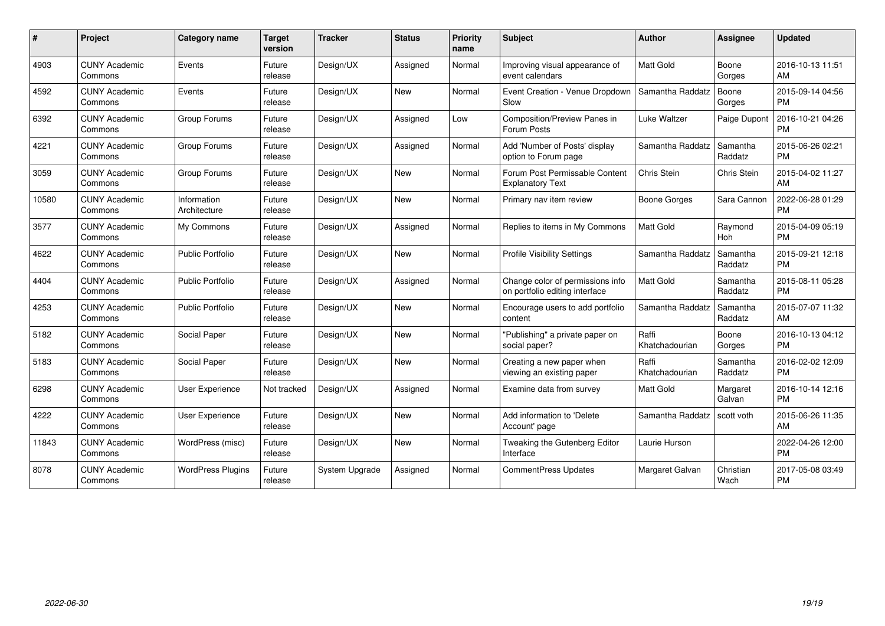| # | Project | Category name | Target version | Tracker | Status | Priority name | Subject | Author | Assignee | Updated |
|---|---|---|---|---|---|---|---|---|---|---|
| 4903 | CUNY Academic Commons | Events | Future release | Design/UX | Assigned | Normal | Improving visual appearance of event calendars | Matt Gold | Boone Gorges | 2016-10-13 11:51 AM |
| 4592 | CUNY Academic Commons | Events | Future release | Design/UX | New | Normal | Event Creation - Venue Dropdown Slow | Samantha Raddatz | Boone Gorges | 2015-09-14 04:56 PM |
| 6392 | CUNY Academic Commons | Group Forums | Future release | Design/UX | Assigned | Low | Composition/Preview Panes in Forum Posts | Luke Waltzer | Paige Dupont | 2016-10-21 04:26 PM |
| 4221 | CUNY Academic Commons | Group Forums | Future release | Design/UX | Assigned | Normal | Add 'Number of Posts' display option to Forum page | Samantha Raddatz | Samantha Raddatz | 2015-06-26 02:21 PM |
| 3059 | CUNY Academic Commons | Group Forums | Future release | Design/UX | New | Normal | Forum Post Permissable Content Explanatory Text | Chris Stein | Chris Stein | 2015-04-02 11:27 AM |
| 10580 | CUNY Academic Commons | Information Architecture | Future release | Design/UX | New | Normal | Primary nav item review | Boone Gorges | Sara Cannon | 2022-06-28 01:29 PM |
| 3577 | CUNY Academic Commons | My Commons | Future release | Design/UX | Assigned | Normal | Replies to items in My Commons | Matt Gold | Raymond Hoh | 2015-04-09 05:19 PM |
| 4622 | CUNY Academic Commons | Public Portfolio | Future release | Design/UX | New | Normal | Profile Visibility Settings | Samantha Raddatz | Samantha Raddatz | 2015-09-21 12:18 PM |
| 4404 | CUNY Academic Commons | Public Portfolio | Future release | Design/UX | Assigned | Normal | Change color of permissions info on portfolio editing interface | Matt Gold | Samantha Raddatz | 2015-08-11 05:28 PM |
| 4253 | CUNY Academic Commons | Public Portfolio | Future release | Design/UX | New | Normal | Encourage users to add portfolio content | Samantha Raddatz | Samantha Raddatz | 2015-07-07 11:32 AM |
| 5182 | CUNY Academic Commons | Social Paper | Future release | Design/UX | New | Normal | "Publishing" a private paper on social paper? | Raffi Khatchadourian | Boone Gorges | 2016-10-13 04:12 PM |
| 5183 | CUNY Academic Commons | Social Paper | Future release | Design/UX | New | Normal | Creating a new paper when viewing an existing paper | Raffi Khatchadourian | Samantha Raddatz | 2016-02-02 12:09 PM |
| 6298 | CUNY Academic Commons | User Experience | Not tracked | Design/UX | Assigned | Normal | Examine data from survey | Matt Gold | Margaret Galvan | 2016-10-14 12:16 PM |
| 4222 | CUNY Academic Commons | User Experience | Future release | Design/UX | New | Normal | Add information to 'Delete Account' page | Samantha Raddatz | scott voth | 2015-06-26 11:35 AM |
| 11843 | CUNY Academic Commons | WordPress (misc) | Future release | Design/UX | New | Normal | Tweaking the Gutenberg Editor Interface | Laurie Hurson | | 2022-04-26 12:00 PM |
| 8078 | CUNY Academic Commons | WordPress Plugins | Future release | System Upgrade | Assigned | Normal | CommentPress Updates | Margaret Galvan | Christian Wach | 2017-05-08 03:49 PM |